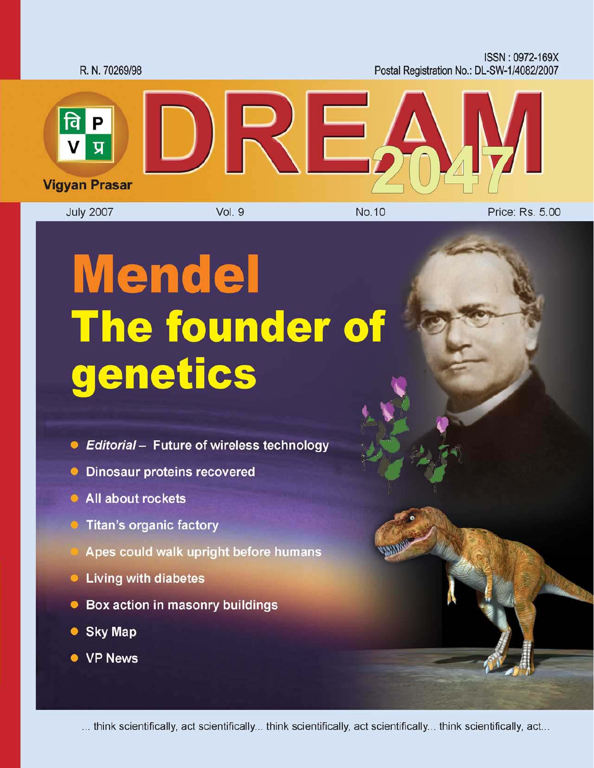R. N. 70269/98

ISSN : 0972-169X
Postal Registration No.: DL-SW-1/4082/2007

वि P
V प्र
Vigyan Prasar

# DREAM 2047

July 2007 | Vol. 9 | No.10 | Price: Rs. 5.00

# Mendel
# The founder of genetics

- *Editorial* – Future of wireless technology
- Dinosaur proteins recovered
- All about rockets
- Titan's organic factory
- Apes could walk upright before humans
- Living with diabetes
- Box action in masonry buildings
- Sky Map
- VP News

... think scientifically, act scientifically... think scientifically, act scientifically... think scientifically, act...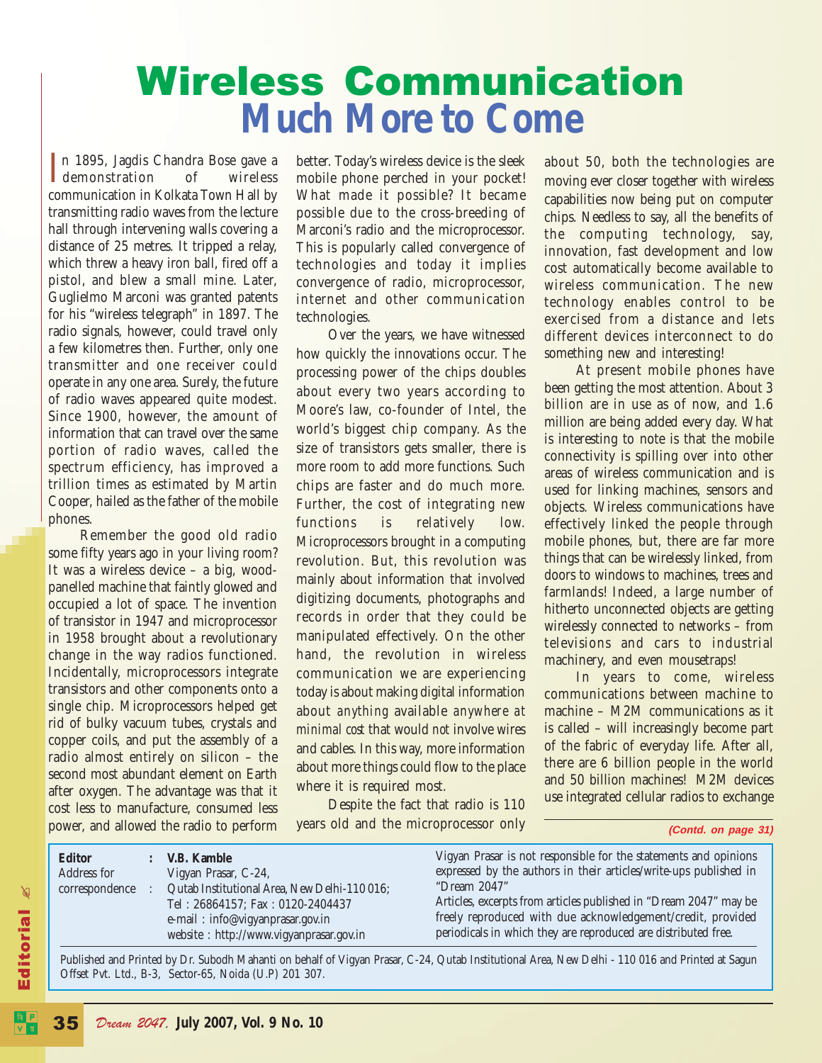# Wireless Communication
## Much More to Come

In 1895, Jagdis Chandra Bose gave a demonstration of wireless communication in Kolkata Town Hall by transmitting radio waves from the lecture hall through intervening walls covering a distance of 25 metres. It tripped a relay, which threw a heavy iron ball, fired off a pistol, and blew a small mine. Later, Guglielmo Marconi was granted patents for his "wireless telegraph" in 1897. The radio signals, however, could travel only a few kilometres then. Further, only one transmitter and one receiver could operate in any one area. Surely, the future of radio waves appeared quite modest. Since 1900, however, the amount of information that can travel over the same portion of radio waves, called the spectrum efficiency, has improved a trillion times as estimated by Martin Cooper, hailed as the father of the mobile phones.

Remember the good old radio some fifty years ago in your living room? It was a wireless device – a big, wood-panelled machine that faintly glowed and occupied a lot of space. The invention of transistor in 1947 and microprocessor in 1958 brought about a revolutionary change in the way radios functioned. Incidentally, microprocessors integrate transistors and other components onto a single chip. Microprocessors helped get rid of bulky vacuum tubes, crystals and copper coils, and put the assembly of a radio almost entirely on silicon – the second most abundant element on Earth after oxygen. The advantage was that it cost less to manufacture, consumed less power, and allowed the radio to perform better. Today's wireless device is the sleek mobile phone perched in your pocket! What made it possible? It became possible due to the cross-breeding of Marconi's radio and the microprocessor. This is popularly called convergence of technologies and today it implies convergence of radio, microprocessor, internet and other communication technologies.

Over the years, we have witnessed how quickly the innovations occur. The processing power of the chips doubles about every two years according to Moore's law, co-founder of Intel, the world's biggest chip company. As the size of transistors gets smaller, there is more room to add more functions. Such chips are faster and do much more. Further, the cost of integrating new functions is relatively low. Microprocessors brought in a computing revolution. But, this revolution was mainly about information that involved digitizing documents, photographs and records in order that they could be manipulated effectively. On the other hand, the revolution in wireless communication we are experiencing today is about making digital information about *anything* available *anywhere at minimal cost* that would *not* involve wires and cables. In this way, more information about more things could flow to the place where it is required most.

Despite the fact that radio is 110 years old and the microprocessor only about 50, both the technologies are moving ever closer together with wireless capabilities now being put on computer chips. Needless to say, all the benefits of the computing technology, say, innovation, fast development and low cost automatically become available to wireless communication. The new technology enables control to be exercised from a distance and lets different devices interconnect to do something new and interesting!

At present mobile phones have been getting the most attention. About 3 billion are in use as of now, and 1.6 million are being added every day. What is interesting to note is that the mobile connectivity is spilling over into other areas of wireless communication and is used for linking machines, sensors and objects. Wireless communications have effectively linked the people through mobile phones, but, there are far more things that can be wirelessly linked, from doors to windows to machines, trees and farmlands! Indeed, a large number of hitherto unconnected objects are getting wirelessly connected to networks – from televisions and cars to industrial machinery, and even mousetraps!

In years to come, wireless communications between machine to machine – M2M communications as it is called – will increasingly become part of the fabric of everyday life. After all, there are 6 billion people in the world and 50 billion machines! M2M devices use integrated cellular radios to exchange

*(Contd. on page 31)*

**Editor** : **V.B. Kamble**
Address for correspondence : Vigyan Prasar, C-24, Qutab Institutional Area, New Delhi-110 016; Tel : 26864157; Fax : 0120-2404437
e-mail : info@vigyanprasar.gov.in
website : http://www.vigyanprasar.gov.in

Vigyan Prasar is not responsible for the statements and opinions expressed by the authors in their articles/write-ups published in "Dream 2047"

Articles, excerpts from articles published in "Dream 2047" may be freely reproduced with due acknowledgement/credit, provided periodicals in which they are reproduced are distributed free.

Published and Printed by Dr. Subodh Mahanti on behalf of Vigyan Prasar, C-24, Qutab Institutional Area, New Delhi - 110 016 and Printed at Sagun Offset Pvt. Ltd., B-3, Sector-65, Noida (U.P) 201 307.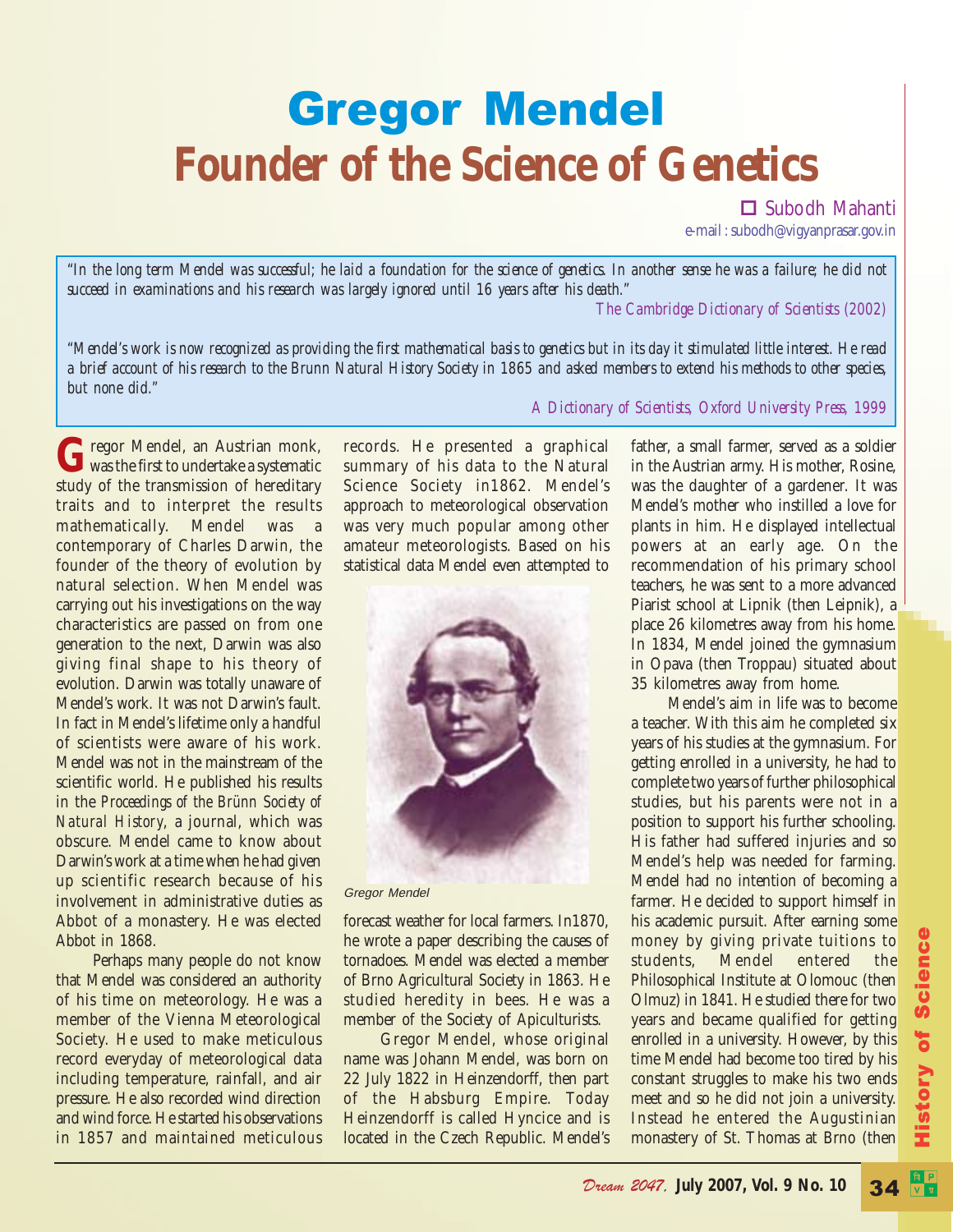# Gregor Mendel

## Founder of the Science of Genetics

Subodh Mahanti

e-mail : subodh@vigyanprasar.gov.in

> *"In the long term Mendel was successful; he laid a foundation for the science of genetics. In another sense he was a failure; he did not succeed in examinations and his research was largely ignored until 16 years after his death."*
>
> *The Cambridge Dictionary of Scientists (2002)*

> *"Mendel's work is now recognized as providing the first mathematical basis to genetics but in its day it stimulated little interest. He read a brief account of his research to the Brunn Natural History Society in 1865 and asked members to extend his methods to other species, but none did."*
>
> *A Dictionary of Scientists, Oxford University Press, 1999*

Gregor Mendel, an Austrian monk, was the first to undertake a systematic study of the transmission of hereditary traits and to interpret the results mathematically. Mendel was a contemporary of Charles Darwin, the founder of the theory of evolution by natural selection. When Mendel was carrying out his investigations on the way characteristics are passed on from one generation to the next, Darwin was also giving final shape to his theory of evolution. Darwin was totally unaware of Mendel's work. It was not Darwin's fault. In fact in Mendel's lifetime only a handful of scientists were aware of his work. Mendel was not in the mainstream of the scientific world. He published his results in the *Proceedings of the Brünn Society of Natural History*, a journal, which was obscure. Mendel came to know about Darwin's work at a time when he had given up scientific research because of his involvement in administrative duties as Abbot of a monastery. He was elected Abbot in 1868.

Perhaps many people do not know that Mendel was considered an authority of his time on meteorology. He was a member of the Vienna Meteorological Society. He used to make meticulous record everyday of meteorological data including temperature, rainfall, and air pressure. He also recorded wind direction and wind force. He started his observations in 1857 and maintained meticulous records. He presented a graphical summary of his data to the Natural Science Society in1862. Mendel's approach to meteorological observation was very much popular among other amateur meteorologists. Based on his statistical data Mendel even attempted to forecast weather for local farmers. In1870, he wrote a paper describing the causes of tornadoes. Mendel was elected a member of Brno Agricultural Society in 1863. He studied heredity in bees. He was a member of the Society of Apiculturists.

Gregor Mendel

Gregor Mendel, whose original name was Johann Mendel, was born on 22 July 1822 in Heinzendorff, then part of the Habsburg Empire. Today Heinzendorff is called Hyncice and is located in the Czech Republic. Mendel's father, a small farmer, served as a soldier in the Austrian army. His mother, Rosine, was the daughter of a gardener. It was Mendel's mother who instilled a love for plants in him. He displayed intellectual powers at an early age. On the recommendation of his primary school teachers, he was sent to a more advanced Piarist school at Lipnik (then Leipnik), a place 26 kilometres away from his home. In 1834, Mendel joined the gymnasium in Opava (then Troppau) situated about 35 kilometres away from home.

Mendel's aim in life was to become a teacher. With this aim he completed six years of his studies at the gymnasium. For getting enrolled in a university, he had to complete two years of further philosophical studies, but his parents were not in a position to support his further schooling. His father had suffered injuries and so Mendel's help was needed for farming. Mendel had no intention of becoming a farmer. He decided to support himself in his academic pursuit. After earning some money by giving private tuitions to students, Mendel entered the Philosophical Institute at Olomouc (then Olmuz) in 1841. He studied there for two years and became qualified for getting enrolled in a university. However, by this time Mendel had become too tired by his constant struggles to make his two ends meet and so he did not join a university. Instead he entered the Augustinian monastery of St. Thomas at Brno (then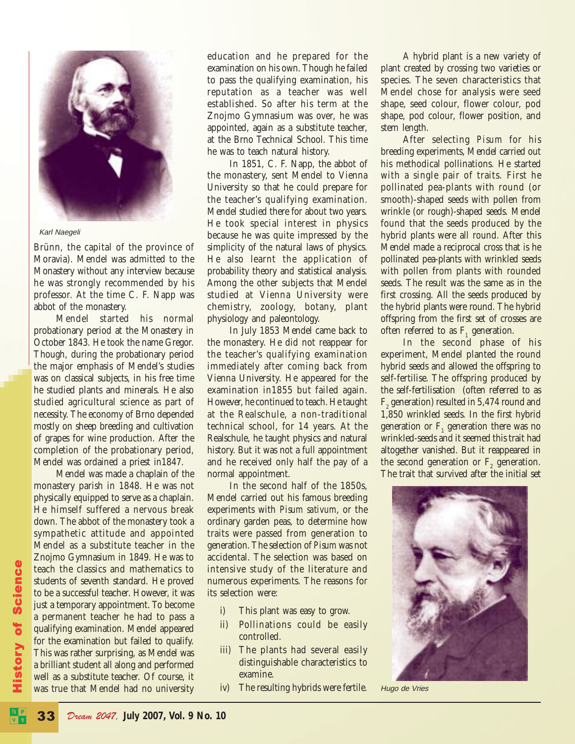Karl Naegeli

Brünn, the capital of the province of Moravia). Mendel was admitted to the Monastery without any interview because he was strongly recommended by his professor. At the time C. F. Napp was abbot of the monastery.

Mendel started his normal probationary period at the Monastery in October 1843. He took the name Gregor. Though, during the probationary period the major emphasis of Mendel's studies was on classical subjects, in his free time he studied plants and minerals. He also studied agricultural science as part of necessity. The economy of Brno depended mostly on sheep breeding and cultivation of grapes for wine production. After the completion of the probationary period, Mendel was ordained a priest in1847.

Mendel was made a chaplain of the monastery parish in 1848. He was not physically equipped to serve as a chaplain. He himself suffered a nervous break down. The abbot of the monastery took a sympathetic attitude and appointed Mendel as a substitute teacher in the Znojmo Gymnasium in 1849. He was to teach the classics and mathematics to students of seventh standard. He proved to be a successful teacher. However, it was just a temporary appointment. To become a permanent teacher he had to pass a qualifying examination. Mendel appeared for the examination but failed to qualify. This was rather surprising, as Mendel was a brilliant student all along and performed well as a substitute teacher. Of course, it was true that Mendel had no university education and he prepared for the examination on his own. Though he failed to pass the qualifying examination, his reputation as a teacher was well established. So after his term at the Znojmo Gymnasium was over, he was appointed, again as a substitute teacher, at the Brno Technical School. This time he was to teach natural history.

In 1851, C. F. Napp, the abbot of the monastery, sent Mendel to Vienna University so that he could prepare for the teacher's qualifying examination. Mendel studied there for about two years. He took special interest in physics because he was quite impressed by the simplicity of the natural laws of physics. He also learnt the application of probability theory and statistical analysis. Among the other subjects that Mendel studied at Vienna University were chemistry, zoology, botany, plant physiology and paleontology.

In July 1853 Mendel came back to the monastery. He did not reappear for the teacher's qualifying examination immediately after coming back from Vienna University. He appeared for the examination in1855 but failed again. However, he continued to teach. He taught at the Realschule, a non-traditional technical school, for 14 years. At the Realschule, he taught physics and natural history. But it was not a full appointment and he received only half the pay of a normal appointment.

In the second half of the 1850s, Mendel carried out his famous breeding experiments with *Pisum sativum*, or the ordinary garden peas, to determine how traits were passed from generation to generation. The selection of *Pisum* was not accidental. The selection was based on intensive study of the literature and numerous experiments. The reasons for its selection were:

i) This plant was easy to grow.
ii) Pollinations could be easily controlled.
iii) The plants had several easily distinguishable characteristics to examine.
iv) The resulting hybrids were fertile.

A hybrid plant is a new variety of plant created by crossing two varieties or species. The seven characteristics that Mendel chose for analysis were seed shape, seed colour, flower colour, pod shape, pod colour, flower position, and stem length.

After selecting *Pisum* for his breeding experiments, Mendel carried out his methodical pollinations. He started with a single pair of traits. First he pollinated pea-plants with round (or smooth)-shaped seeds with pollen from wrinkle (or rough)-shaped seeds. Mendel found that the seeds produced by the hybrid plants were all round. After this Mendel made a reciprocal cross that is he pollinated pea-plants with wrinkled seeds with pollen from plants with rounded seeds. The result was the same as in the first crossing. All the seeds produced by the hybrid plants were round. The hybrid offspring from the first set of crosses are often referred to as $F_1$ generation.

In the second phase of his experiment, Mendel planted the round hybrid seeds and allowed the offspring to self-fertilise. The offspring produced by the self-fertilisation (often referred to as $F_2$ generation) resulted in 5,474 round and 1,850 wrinkled seeds. In the first hybrid generation or $F_1$ generation there was no wrinkled-seeds and it seemed this trait had altogether vanished. But it reappeared in the second generation or $F_2$ generation. The trait that survived after the initial set

Hugo de Vries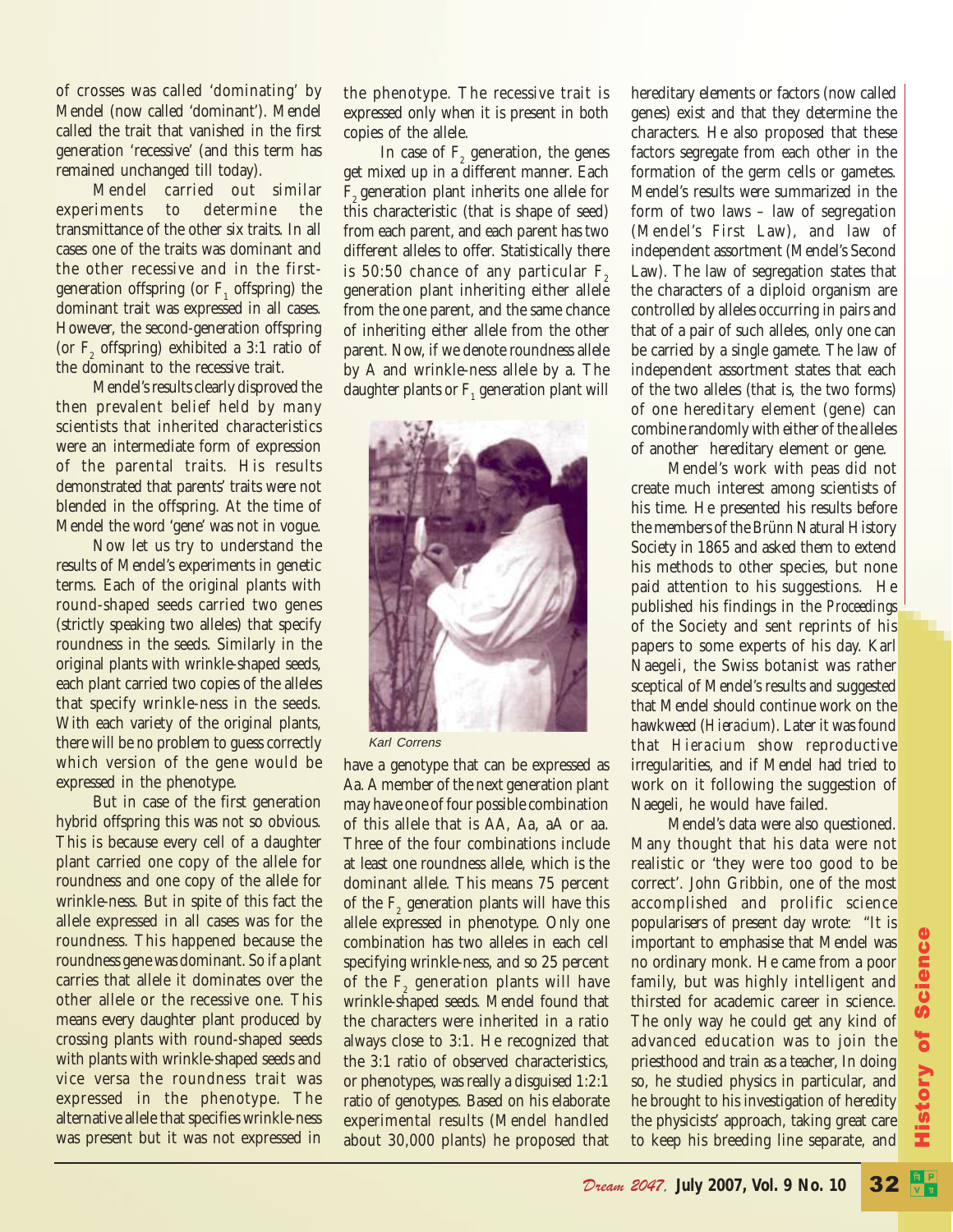of crosses was called 'dominating' by Mendel (now called 'dominant'). Mendel called the trait that vanished in the first generation 'recessive' (and this term has remained unchanged till today).

Mendel carried out similar experiments to determine the transmittance of the other six traits. In all cases one of the traits was dominant and the other recessive and in the first-generation offspring (or $F_1$ offspring) the dominant trait was expressed in all cases. However, the second-generation offspring (or $F_2$ offspring) exhibited a 3:1 ratio of the dominant to the recessive trait.

Mendel's results clearly disproved the then prevalent belief held by many scientists that inherited characteristics were an intermediate form of expression of the parental traits. His results demonstrated that parents' traits were not blended in the offspring. At the time of Mendel the word 'gene' was not in vogue.

Now let us try to understand the results of Mendel's experiments in genetic terms. Each of the original plants with round-shaped seeds carried two genes (strictly speaking two alleles) that specify roundness in the seeds. Similarly in the original plants with wrinkle-shaped seeds, each plant carried two copies of the alleles that specify wrinkle-ness in the seeds. With each variety of the original plants, there will be no problem to guess correctly which version of the gene would be expressed in the phenotype.

But in case of the first generation hybrid offspring this was not so obvious. This is because every cell of a daughter plant carried one copy of the allele for roundness and one copy of the allele for wrinkle-ness. But in spite of this fact the allele expressed in all cases was for the roundness. This happened because the roundness gene was dominant. So if a plant carries that allele it dominates over the other allele or the recessive one. This means every daughter plant produced by crossing plants with round-shaped seeds with plants with wrinkle-shaped seeds and vice versa the roundness trait was expressed in the phenotype. The alternative allele that specifies wrinkle-ness was present but it was not expressed in the phenotype. The recessive trait is expressed only when it is present in both copies of the allele.

In case of $F_2$ generation, the genes get mixed up in a different manner. Each $F_2$ generation plant inherits one allele for this characteristic (that is shape of seed) from each parent, and each parent has two different alleles to offer. Statistically there is 50:50 chance of any particular $F_2$ generation plant inheriting either allele from the one parent, and the same chance of inheriting either allele from the other parent. Now, if we denote roundness allele by A and wrinkle-ness allele by a. The daughter plants or $F_1$ generation plant will have a genotype that can be expressed as Aa. A member of the next generation plant may have one of four possible combination of this allele that is AA, Aa, aA or aa. Three of the four combinations include at least one roundness allele, which is the dominant allele. This means 75 percent of the $F_2$ generation plants will have this allele expressed in phenotype. Only one combination has two alleles in each cell specifying wrinkle-ness, and so 25 percent of the $F_2$ generation plants will have wrinkle-shaped seeds. Mendel found that the characters were inherited in a ratio always close to 3:1. He recognized that the 3:1 ratio of observed characteristics, or phenotypes, was really a disguised 1:2:1 ratio of genotypes. Based on his elaborate experimental results (Mendel handled about 30,000 plants) he proposed that hereditary elements or factors (now called genes) exist and that they determine the characters. He also proposed that these factors segregate from each other in the formation of the germ cells or gametes. Mendel's results were summarized in the form of two laws – law of segregation (Mendel's First Law), and law of independent assortment (Mendel's Second Law). The law of segregation states that the characters of a diploid organism are controlled by alleles occurring in pairs and that of a pair of such alleles, only one can be carried by a single gamete. The law of independent assortment states that each of the two alleles (that is, the two forms) of one hereditary element (gene) can combine randomly with either of the alleles of another hereditary element or gene.

*Karl Correns*

Mendel's work with peas did not create much interest among scientists of his time. He presented his results before the members of the Brünn Natural History Society in 1865 and asked them to extend his methods to other species, but none paid attention to his suggestions. He published his findings in the *Proceedings* of the Society and sent reprints of his papers to some experts of his day. Karl Naegeli, the Swiss botanist was rather sceptical of Mendel's results and suggested that Mendel should continue work on the hawkweed (*Hieracium*). Later it was found that *Hieracium* show reproductive irregularities, and if Mendel had tried to work on it following the suggestion of Naegeli, he would have failed.

Mendel's data were also questioned. Many thought that his data were not realistic or 'they were too good to be correct'. John Gribbin, one of the most accomplished and prolific science popularisers of present day wrote: "It is important to emphasise that Mendel was no ordinary monk. He came from a poor family, but was highly intelligent and thirsted for academic career in science. The only way he could get any kind of advanced education was to join the priesthood and train as a teacher, In doing so, he studied physics in particular, and he brought to his investigation of heredity the physicists' approach, taking great care to keep his breeding line separate, and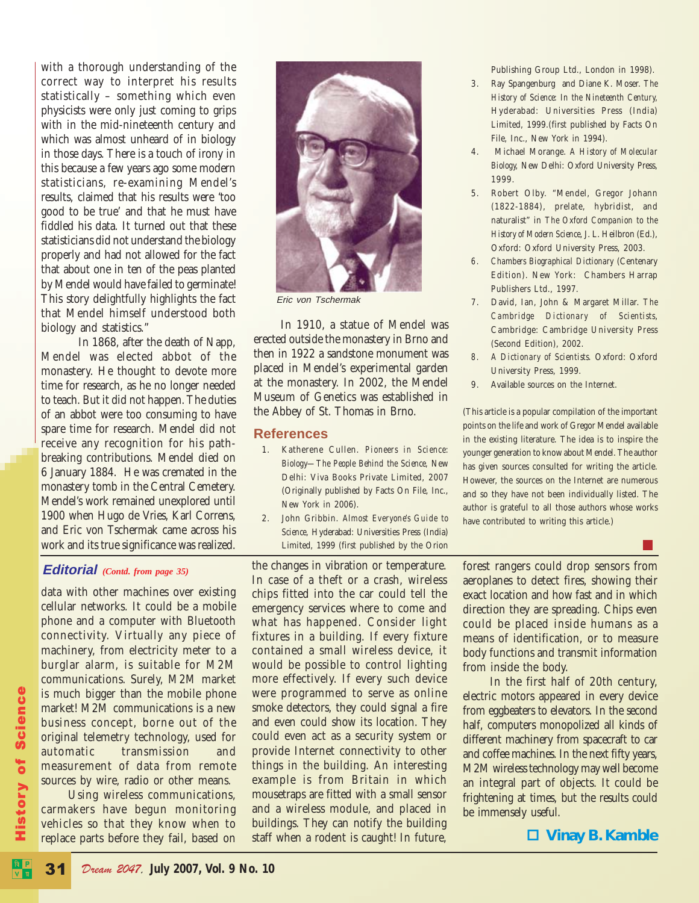with a thorough understanding of the correct way to interpret his results statistically – something which even physicists were only just coming to grips with in the mid-nineteenth century and which was almost unheard of in biology in those days. There is a touch of irony in this because a few years ago some modern statisticians, re-examining Mendel's results, claimed that his results were 'too good to be true' and that he must have fiddled his data. It turned out that these statisticians did not understand the biology properly and had not allowed for the fact that about one in ten of the peas planted by Mendel would have failed to germinate! This story delightfully highlights the fact that Mendel himself understood both biology and statistics."

In 1868, after the death of Napp, Mendel was elected abbot of the monastery. He thought to devote more time for research, as he no longer needed to teach. But it did not happen. The duties of an abbot were too consuming to have spare time for research. Mendel did not receive any recognition for his path-breaking contributions. Mendel died on 6 January 1884. He was cremated in the monastery tomb in the Central Cemetery. Mendel's work remained unexplored until 1900 when Hugo de Vries, Karl Correns, and Eric von Tschermak came across his work and its true significance was realized.

*Eric von Tschermak*

In 1910, a statue of Mendel was erected outside the monastery in Brno and then in 1922 a sandstone monument was placed in Mendel's experimental garden at the monastery. In 2002, the Mendel Museum of Genetics was established in the Abbey of St. Thomas in Brno.

## References

1. Katherene Cullen. *Pioneers in Science: Biology—The People Behind the Science*, New Delhi: Viva Books Private Limited, 2007 (Originally published by Facts On File, Inc., New York in 2006).
2. John Gribbin. *Almost Everyone's Guide to Science*, Hyderabad: Universities Press (India) Limited, 1999 (first published by the Orion Publishing Group Ltd., London in 1998).
3. Ray Spangenburg and Diane K. Moser. *The History of Science: In the Nineteenth Century*, Hyderabad: Universities Press (India) Limited, 1999.(first published by Facts On File, Inc., New York in 1994).
4. Michael Morange. *A History of Molecular Biology*, New Delhi: Oxford University Press, 1999.
5. Robert Olby. "Mendel, Gregor Johann (1822-1884), prelate, hybridist, and naturalist" in *The Oxford Companion to the History of Modern Science*, J. L. Heilbron (Ed.), Oxford: Oxford University Press, 2003.
6. *Chambers Biographical Dictionary* (Centenary Edition). New York: Chambers Harrap Publishers Ltd., 1997.
7. David, Ian, John & Margaret Millar. *The Cambridge Dictionary of Scientists*, Cambridge: Cambridge University Press (Second Edition), 2002.
8. *A Dictionary of Scientists*. Oxford: Oxford University Press, 1999.
9. Available sources on the Internet.

(This article is a popular compilation of the important points on the life and work of Gregor Mendel available in the existing literature. The idea is to inspire the younger generation to know about Mendel. The author has given sources consulted for writing the article. However, the sources on the Internet are numerous and so they have not been individually listed. The author is grateful to all those authors whose works have contributed to writing this article.)

## Editorial *(Contd. from page 35)*

data with other machines over existing cellular networks. It could be a mobile phone and a computer with Bluetooth connectivity. Virtually any piece of machinery, from electricity meter to a burglar alarm, is suitable for M2M communications. Surely, M2M market is much bigger than the mobile phone market! M2M communications is a new business concept, borne out of the original telemetry technology, used for automatic transmission and measurement of data from remote sources by wire, radio or other means.

Using wireless communications, carmakers have begun monitoring vehicles so that they know when to replace parts before they fail, based on the changes in vibration or temperature. In case of a theft or a crash, wireless chips fitted into the car could tell the emergency services where to come and what has happened. Consider light fixtures in a building. If every fixture contained a small wireless device, it would be possible to control lighting more effectively. If every such device were programmed to serve as online smoke detectors, they could signal a fire and even could show its location. They could even act as a security system or provide Internet connectivity to other things in the building. An interesting example is from Britain in which mousetraps are fitted with a small sensor and a wireless module, and placed in buildings. They can notify the building staff when a rodent is caught! In future, forest rangers could drop sensors from aeroplanes to detect fires, showing their exact location and how fast and in which direction they are spreading. Chips even could be placed inside humans as a means of identification, or to measure body functions and transmit information from inside the body.

In the first half of 20th century, electric motors appeared in every device from eggbeaters to elevators. In the second half, computers monopolized all kinds of different machinery from spacecraft to car and coffee machines. In the next fifty years, M2M wireless technology may well become an integral part of objects. It could be frightening at times, but the results could be immensely useful.

**Vinay B. Kamble**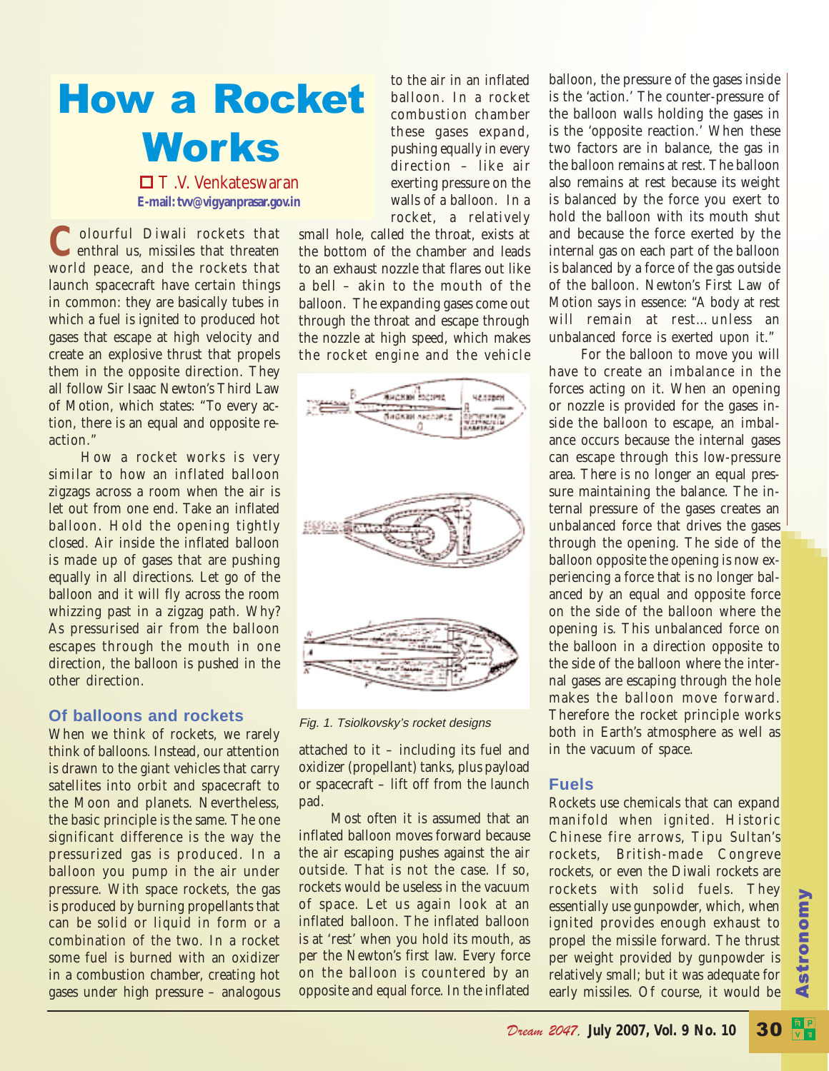# How a Rocket Works

T .V. Venkateswaran
E-mail: tvv@vigyanprasar.gov.in

Colourful Diwali rockets that enthral us, missiles that threaten world peace, and the rockets that launch spacecraft have certain things in common: they are basically tubes in which a fuel is ignited to produced hot gases that escape at high velocity and create an explosive thrust that propels them in the opposite direction. They all follow Sir Isaac Newton's Third Law of Motion, which states: "To every action, there is an equal and opposite reaction."

How a rocket works is very similar to how an inflated balloon zigzags across a room when the air is let out from one end. Take an inflated balloon. Hold the opening tightly closed. Air inside the inflated balloon is made up of gases that are pushing equally in all directions. Let go of the balloon and it will fly across the room whizzing past in a zigzag path. Why? As pressurised air from the balloon escapes through the mouth in one direction, the balloon is pushed in the other direction.

## Of balloons and rockets

When we think of rockets, we rarely think of balloons. Instead, our attention is drawn to the giant vehicles that carry satellites into orbit and spacecraft to the Moon and planets. Nevertheless, the basic principle is the same. The one significant difference is the way the pressurized gas is produced. In a balloon you pump in the air under pressure. With space rockets, the gas is produced by burning propellants that can be solid or liquid in form or a combination of the two. In a rocket some fuel is burned with an oxidizer in a combustion chamber, creating hot gases under high pressure – analogous to the air in an inflated balloon. In a rocket combustion chamber these gases expand, pushing equally in every direction – like air exerting pressure on the walls of a balloon. In a rocket, a relatively small hole, called the throat, exists at the bottom of the chamber and leads to an exhaust nozzle that flares out like a bell – akin to the mouth of the balloon. The expanding gases come out through the throat and escape through the nozzle at high speed, which makes the rocket engine and the vehicle attached to it – including its fuel and oxidizer (propellant) tanks, plus payload or spacecraft – lift off from the launch pad.

Fig. 1. Tsiolkovsky's rocket designs

Most often it is assumed that an inflated balloon moves forward because the air escaping pushes against the air outside. That is not the case. If so, rockets would be useless in the vacuum of space. Let us again look at an inflated balloon. The inflated balloon is at 'rest' when you hold its mouth, as per the Newton's first law. Every force on the balloon is countered by an opposite and equal force. In the inflated balloon, the pressure of the gases inside is the 'action.' The counter-pressure of the balloon walls holding the gases in is the 'opposite reaction.' When these two factors are in balance, the gas in the balloon remains at rest. The balloon also remains at rest because its weight is balanced by the force you exert to hold the balloon with its mouth shut and because the force exerted by the internal gas on each part of the balloon is balanced by a force of the gas outside of the balloon. Newton's First Law of Motion says in essence: "A body at rest will remain at rest…unless an unbalanced force is exerted upon it."

For the balloon to move you will have to create an imbalance in the forces acting on it. When an opening or nozzle is provided for the gases inside the balloon to escape, an imbalance occurs because the internal gases can escape through this low-pressure area. There is no longer an equal pressure maintaining the balance. The internal pressure of the gases creates an unbalanced force that drives the gases through the opening. The side of the balloon opposite the opening is now experiencing a force that is no longer balanced by an equal and opposite force on the side of the balloon where the opening is. This unbalanced force on the balloon in a direction opposite to the side of the balloon where the internal gases are escaping through the hole makes the balloon move forward. Therefore the rocket principle works both in Earth's atmosphere as well as in the vacuum of space.

## Fuels

Rockets use chemicals that can expand manifold when ignited. Historic Chinese fire arrows, Tipu Sultan's rockets, British-made Congreve rockets, or even the Diwali rockets are rockets with solid fuels. They essentially use gunpowder, which, when ignited provides enough exhaust to propel the missile forward. The thrust per weight provided by gunpowder is relatively small; but it was adequate for early missiles. Of course, it would be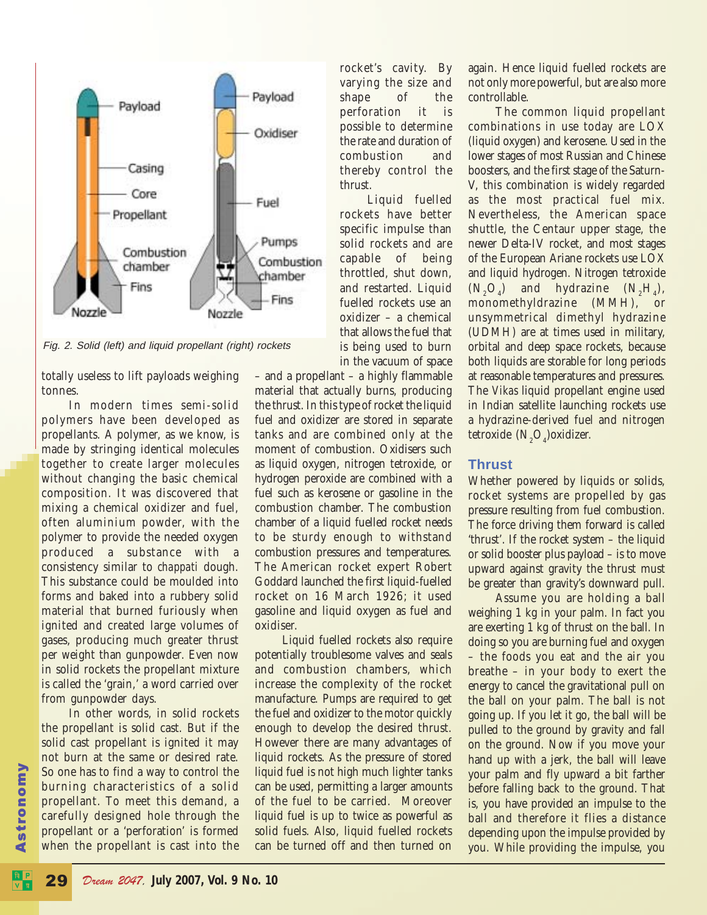Fig. 2. Solid (left) and liquid propellant (right) rockets

totally useless to lift payloads weighing tonnes.

In modern times semi-solid polymers have been developed as propellants. A polymer, as we know, is made by stringing identical molecules together to create larger molecules without changing the basic chemical composition. It was discovered that mixing a chemical oxidizer and fuel, often aluminium powder, with the polymer to provide the needed oxygen produced a substance with a consistency similar to *chappati* dough. This substance could be moulded into forms and baked into a rubbery solid material that burned furiously when ignited and created large volumes of gases, producing much greater thrust per weight than gunpowder. Even now in solid rockets the propellant mixture is called the 'grain,' a word carried over from gunpowder days.

In other words, in solid rockets the propellant is solid cast. But if the solid cast propellant is ignited it may not burn at the same or desired rate. So one has to find a way to control the burning characteristics of a solid propellant. To meet this demand, a carefully designed hole through the propellant or a 'perforation' is formed when the propellant is cast into the rocket's cavity. By varying the size and shape of the perforation it is possible to determine the rate and duration of combustion and thereby control the thrust.

Liquid fuelled rockets have better specific impulse than solid rockets and are capable of being throttled, shut down, and restarted. Liquid fuelled rockets use an oxidizer – a chemical that allows the fuel that is being used to burn in the vacuum of space – and a propellant – a highly flammable material that actually burns, producing the thrust. In this type of rocket the liquid fuel and oxidizer are stored in separate tanks and are combined only at the moment of combustion. Oxidisers such as liquid oxygen, nitrogen tetroxide, or hydrogen peroxide are combined with a fuel such as kerosene or gasoline in the combustion chamber. The combustion chamber of a liquid fuelled rocket needs to be sturdy enough to withstand combustion pressures and temperatures. The American rocket expert Robert Goddard launched the first liquid-fuelled rocket on 16 March 1926; it used gasoline and liquid oxygen as fuel and oxidiser.

Liquid fuelled rockets also require potentially troublesome valves and seals and combustion chambers, which increase the complexity of the rocket manufacture. Pumps are required to get the fuel and oxidizer to the motor quickly enough to develop the desired thrust. However there are many advantages of liquid rockets. As the pressure of stored liquid fuel is not high much lighter tanks can be used, permitting a larger amounts of the fuel to be carried. Moreover liquid fuel is up to twice as powerful as solid fuels. Also, liquid fuelled rockets can be turned off and then turned on again. Hence liquid fuelled rockets are not only more powerful, but are also more controllable.

The common liquid propellant combinations in use today are LOX (liquid oxygen) and kerosene. Used in the lower stages of most Russian and Chinese boosters, and the first stage of the Saturn-V, this combination is widely regarded as the most practical fuel mix. Nevertheless, the American space shuttle, the Centaur upper stage, the newer Delta-IV rocket, and most stages of the European Ariane rockets use LOX and liquid hydrogen. Nitrogen tetroxide ($N_2O_4$) and hydrazine ($N_2H_4$), monomethyldrazine (MMH), or unsymmetrical dimethyl hydrazine (UDMH) are at times used in military, orbital and deep space rockets, because both liquids are storable for long periods at reasonable temperatures and pressures. The Vikas liquid propellant engine used in Indian satellite launching rockets use a hydrazine-derived fuel and nitrogen tetroxide ($N_2O_4$)oxidizer.

## Thrust

Whether powered by liquids or solids, rocket systems are propelled by gas pressure resulting from fuel combustion. The force driving them forward is called 'thrust'. If the rocket system – the liquid or solid booster plus payload – is to move upward against gravity the thrust must be greater than gravity's downward pull.

Assume you are holding a ball weighing 1 kg in your palm. In fact you are exerting 1 kg of thrust on the ball. In doing so you are burning fuel and oxygen – the foods you eat and the air you breathe – in your body to exert the energy to cancel the gravitational pull on the ball on your palm. The ball is not going up. If you let it go, the ball will be pulled to the ground by gravity and fall on the ground. Now if you move your hand up with a jerk, the ball will leave your palm and fly upward a bit farther before falling back to the ground. That is, you have provided an impulse to the ball and therefore it flies a distance depending upon the impulse provided by you. While providing the impulse, you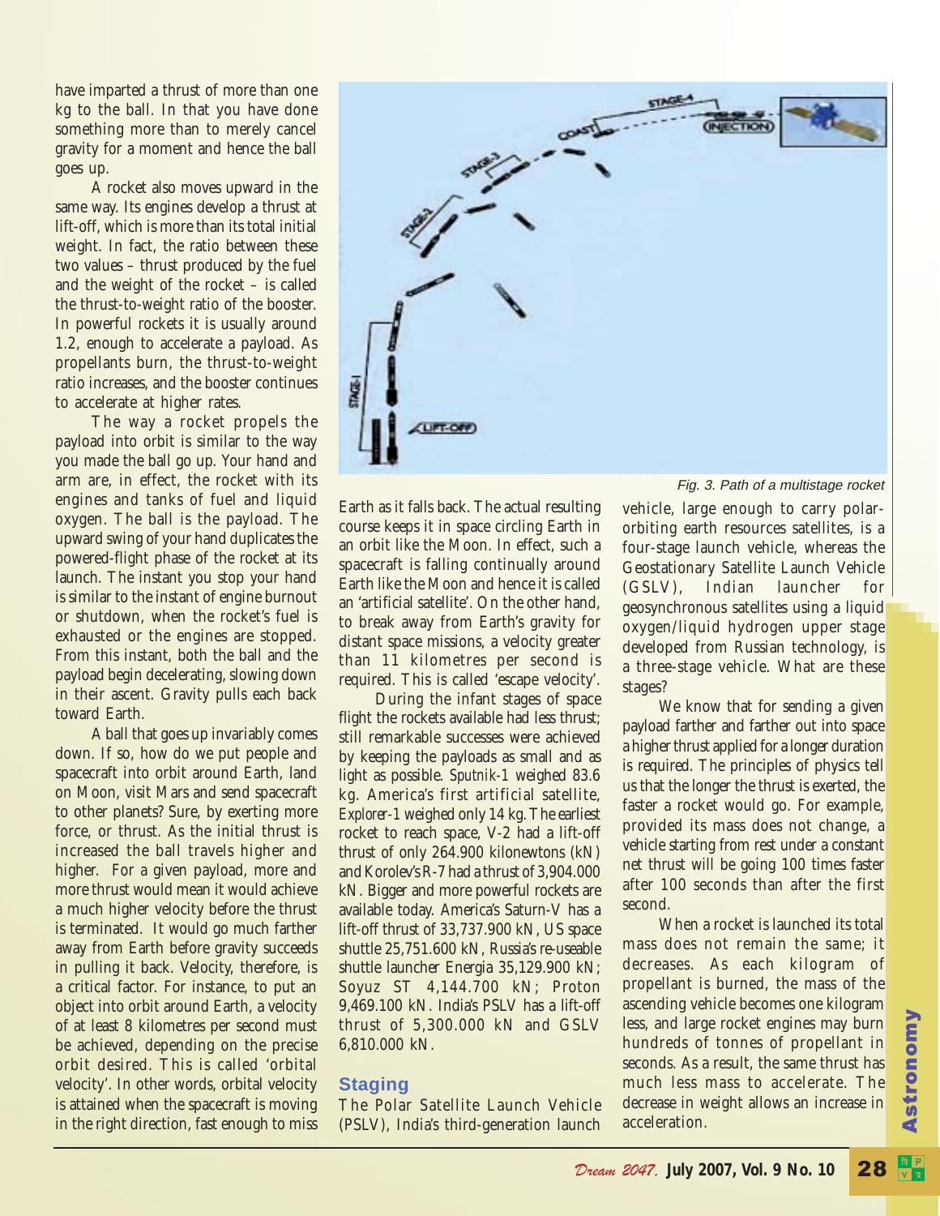have imparted a thrust of more than one kg to the ball. In that you have done something more than to merely cancel gravity for a moment and hence the ball goes up.

A rocket also moves upward in the same way. Its engines develop a thrust at lift-off, which is more than its total initial weight. In fact, the ratio between these two values – thrust produced by the fuel and the weight of the rocket – is called the thrust-to-weight ratio of the booster. In powerful rockets it is usually around 1.2, enough to accelerate a payload. As propellants burn, the thrust-to-weight ratio increases, and the booster continues to accelerate at higher rates.

The way a rocket propels the payload into orbit is similar to the way you made the ball go up. Your hand and arm are, in effect, the rocket with its engines and tanks of fuel and liquid oxygen. The ball is the payload. The upward swing of your hand duplicates the powered-flight phase of the rocket at its launch. The instant you stop your hand is similar to the instant of engine burnout or shutdown, when the rocket's fuel is exhausted or the engines are stopped. From this instant, both the ball and the payload begin decelerating, slowing down in their ascent. Gravity pulls each back toward Earth.

A ball that goes up invariably comes down. If so, how do we put people and spacecraft into orbit around Earth, land on Moon, visit Mars and send spacecraft to other planets? Sure, by exerting more force, or thrust. As the initial thrust is increased the ball travels higher and higher. For a given payload, more and more thrust would mean it would achieve a much higher velocity before the thrust is terminated. It would go much farther away from Earth before gravity succeeds in pulling it back. Velocity, therefore, is a critical factor. For instance, to put an object into orbit around Earth, a velocity of at least 8 kilometres per second must be achieved, depending on the precise orbit desired. This is called 'orbital velocity'. In other words, orbital velocity is attained when the spacecraft is moving in the right direction, fast enough to miss Earth as it falls back. The actual resulting course keeps it in space circling Earth in an orbit like the Moon. In effect, such a spacecraft is falling continually around Earth like the Moon and hence it is called an 'artificial satellite'. On the other hand, to break away from Earth's gravity for distant space missions, a velocity greater than 11 kilometres per second is required. This is called 'escape velocity'.

Fig. 3. Path of a multistage rocket

During the infant stages of space flight the rockets available had less thrust; still remarkable successes were achieved by keeping the payloads as small and as light as possible. *Sputnik-1* weighed 83.6 kg. America's first artificial satellite, *Explorer-1* weighed only 14 kg. The earliest rocket to reach space, V-2 had a lift-off thrust of only 264.900 kilonewtons (kN) and Korolev's R-7 had a thrust of 3,904.000 kN. Bigger and more powerful rockets are available today. America's Saturn-V has a lift-off thrust of 33,737.900 kN, US space shuttle 25,751.600 kN, Russia's re-useable shuttle launcher Energia 35,129.900 kN; Soyuz ST 4,144.700 kN; Proton 9,469.100 kN. India's PSLV has a lift-off thrust of 5,300.000 kN and GSLV 6,810.000 kN.

## Staging

The Polar Satellite Launch Vehicle (PSLV), India's third-generation launch vehicle, large enough to carry polar-orbiting earth resources satellites, is a four-stage launch vehicle, whereas the Geostationary Satellite Launch Vehicle (GSLV), Indian launcher for geosynchronous satellites using a liquid oxygen/liquid hydrogen upper stage developed from Russian technology, is a three-stage vehicle. What are these stages?

We know that for sending a given payload farther and farther out into space a higher thrust applied for a longer duration is required. The principles of physics tell us that the longer the thrust is exerted, the faster a rocket would go. For example, provided its mass does not change, a vehicle starting from rest under a constant net thrust will be going 100 times faster after 100 seconds than after the first second.

When a rocket is launched its total mass does not remain the same; it decreases. As each kilogram of propellant is burned, the mass of the ascending vehicle becomes one kilogram less, and large rocket engines may burn hundreds of tonnes of propellant in seconds. As a result, the same thrust has much less mass to accelerate. The decrease in weight allows an increase in acceleration.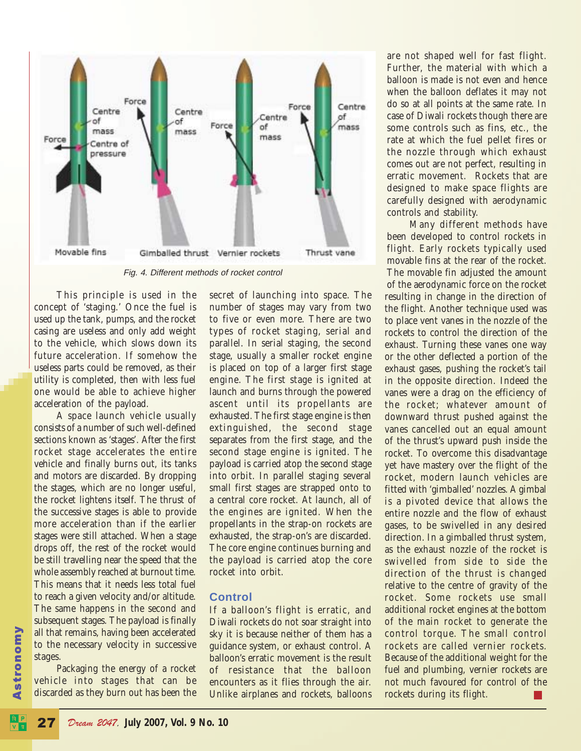Fig. 4. Different methods of rocket control

This principle is used in the concept of 'staging.' Once the fuel is used up the tank, pumps, and the rocket casing are useless and only add weight to the vehicle, which slows down its future acceleration. If somehow the useless parts could be removed, as their utility is completed, then with less fuel one would be able to achieve higher acceleration of the payload.

A space launch vehicle usually consists of a number of such well-defined sections known as 'stages'. After the first rocket stage accelerates the entire vehicle and finally burns out, its tanks and motors are discarded. By dropping the stages, which are no longer useful, the rocket lightens itself. The thrust of the successive stages is able to provide more acceleration than if the earlier stages were still attached. When a stage drops off, the rest of the rocket would be still travelling near the speed that the whole assembly reached at burnout time. This means that it needs less total fuel to reach a given velocity and/or altitude. The same happens in the second and subsequent stages. The payload is finally all that remains, having been accelerated to the necessary velocity in successive stages.

Packaging the energy of a rocket vehicle into stages that can be discarded as they burn out has been the secret of launching into space. The number of stages may vary from two to five or even more. There are two types of rocket staging, serial and parallel. In serial staging, the second stage, usually a smaller rocket engine is placed on top of a larger first stage engine. The first stage is ignited at launch and burns through the powered ascent until its propellants are exhausted. The first stage engine is then extinguished, the second stage separates from the first stage, and the second stage engine is ignited. The payload is carried atop the second stage into orbit. In parallel staging several small first stages are strapped onto to a central core rocket. At launch, all of the engines are ignited. When the propellants in the strap-on rockets are exhausted, the strap-on's are discarded. The core engine continues burning and the payload is carried atop the core rocket into orbit.

## Control

If a balloon's flight is erratic, and Diwali rockets do not soar straight into sky it is because neither of them has a guidance system, or exhaust control. A balloon's erratic movement is the result of resistance that the balloon encounters as it flies through the air. Unlike airplanes and rockets, balloons are not shaped well for fast flight. Further, the material with which a balloon is made is not even and hence when the balloon deflates it may not do so at all points at the same rate. In case of Diwali rockets though there are some controls such as fins, etc., the rate at which the fuel pellet fires or the nozzle through which exhaust comes out are not perfect, resulting in erratic movement. Rockets that are designed to make space flights are carefully designed with aerodynamic controls and stability.

Many different methods have been developed to control rockets in flight. Early rockets typically used movable fins at the rear of the rocket. The movable fin adjusted the amount of the aerodynamic force on the rocket resulting in change in the direction of the flight. Another technique used was to place vent vanes in the nozzle of the rockets to control the direction of the exhaust. Turning these vanes one way or the other deflected a portion of the exhaust gases, pushing the rocket's tail in the opposite direction. Indeed the vanes were a drag on the efficiency of the rocket; whatever amount of downward thrust pushed against the vanes cancelled out an equal amount of the thrust's upward push inside the rocket. To overcome this disadvantage yet have mastery over the flight of the rocket, modern launch vehicles are fitted with 'gimballed' nozzles. A gimbal is a pivoted device that allows the entire nozzle and the flow of exhaust gases, to be swivelled in any desired direction. In a gimballed thrust system, as the exhaust nozzle of the rocket is swivelled from side to side the direction of the thrust is changed relative to the centre of gravity of the rocket. Some rockets use small additional rocket engines at the bottom of the main rocket to generate the control torque. The small control rockets are called vernier rockets. Because of the additional weight for the fuel and plumbing, vernier rockets are not much favoured for control of the rockets during its flight.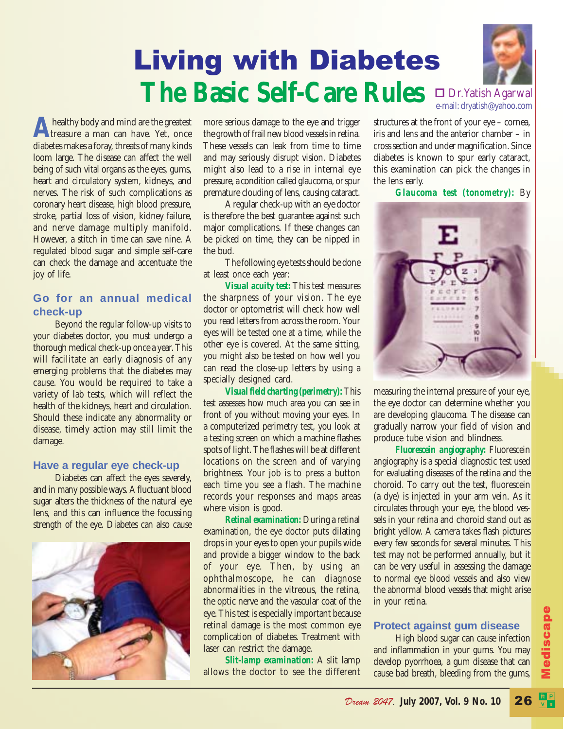# Living with Diabetes

## The Basic Self-Care Rules

Dr. Yatish Agarwal
e-mail: dryatish@yahoo.com

A healthy body and mind are the greatest treasure a man can have. Yet, once diabetes makes a foray, threats of many kinds loom large. The disease can affect the well being of such vital organs as the eyes, gums, heart and circulatory system, kidneys, and nerves. The risk of such complications as coronary heart disease, high blood pressure, stroke, partial loss of vision, kidney failure, and nerve damage multiply manifold. However, a stitch in time can save nine. A regulated blood sugar and simple self-care can check the damage and accentuate the joy of life.

### Go for an annual medical check-up

Beyond the regular follow-up visits to your diabetes doctor, you must undergo a thorough medical check-up once a year. This will facilitate an early diagnosis of any emerging problems that the diabetes may cause. You would be required to take a variety of lab tests, which will reflect the health of the kidneys, heart and circulation. Should these indicate any abnormality or disease, timely action may still limit the damage.

### Have a regular eye check-up

Diabetes can affect the eyes severely, and in many possible ways. A fluctuant blood sugar alters the thickness of the natural eye lens, and this can influence the focussing strength of the eye. Diabetes can also cause more serious damage to the eye and trigger the growth of frail new blood vessels in retina. These vessels can leak from time to time and may seriously disrupt vision. Diabetes might also lead to a rise in internal eye pressure, a condition called glaucoma, or spur premature clouding of lens, causing cataract.

A regular check-up with an eye doctor is therefore the best guarantee against such major complications. If these changes can be picked on time, they can be nipped in the bud.

The following eye tests should be done at least once each year:

**Visual acuity test:** This test measures the sharpness of your vision. The eye doctor or optometrist will check how well you read letters from across the room. Your eyes will be tested one at a time, while the other eye is covered. At the same sitting, you might also be tested on how well you can read the close-up letters by using a specially designed card.

**Visual field charting (perimetry):** This test assesses how much area you can see in front of you without moving your eyes. In a computerized perimetry test, you look at a testing screen on which a machine flashes spots of light. The flashes will be at different locations on the screen and of varying brightness. Your job is to press a button each time you see a flash. The machine records your responses and maps areas where vision is good.

**Retinal examination:** During a retinal examination, the eye doctor puts dilating drops in your eyes to open your pupils wide and provide a bigger window to the back of your eye. Then, by using an ophthalmoscope, he can diagnose abnormalities in the vitreous, the retina, the optic nerve and the vascular coat of the eye. This test is especially important because retinal damage is the most common eye complication of diabetes. Treatment with laser can restrict the damage.

**Slit-lamp examination:** A slit lamp allows the doctor to see the different structures at the front of your eye – cornea, iris and lens and the anterior chamber – in cross section and under magnification. Since diabetes is known to spur early cataract, this examination can pick the changes in the lens early.

**Glaucoma test (tonometry):** By measuring the internal pressure of your eye, the eye doctor can determine whether you are developing glaucoma. The disease can gradually narrow your field of vision and produce tube vision and blindness.

**Fluorescein angiography:** Fluorescein angiography is a special diagnostic test used for evaluating diseases of the retina and the choroid. To carry out the test, fluorescein (a dye) is injected in your arm vein. As it circulates through your eye, the blood vessels in your retina and choroid stand out as bright yellow. A camera takes flash pictures every few seconds for several minutes. This test may not be performed annually, but it can be very useful in assessing the damage to normal eye blood vessels and also view the abnormal blood vessels that might arise in your retina.

### Protect against gum disease

High blood sugar can cause infection and inflammation in your gums. You may develop pyorrhoea, a gum disease that can cause bad breath, bleeding from the gums,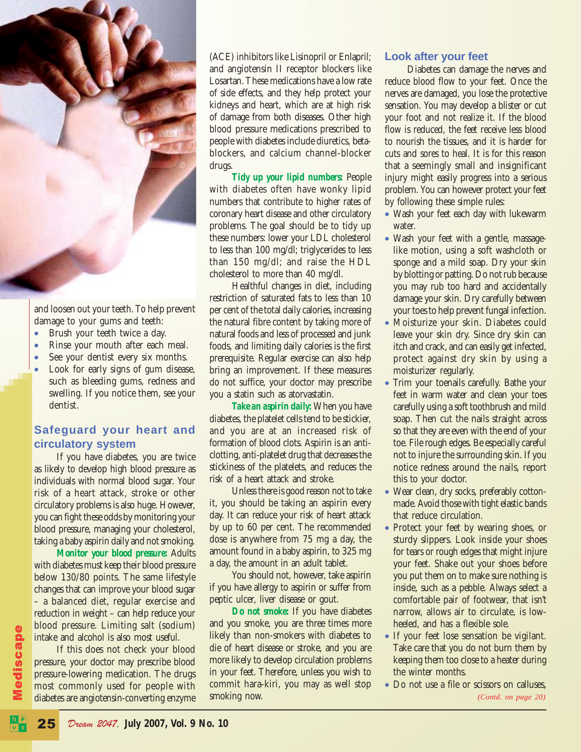and loosen out your teeth. To help prevent damage to your gums and teeth:

- Brush your teeth twice a day.
- Rinse your mouth after each meal.
- See your dentist every six months.
- Look for early signs of gum disease, such as bleeding gums, redness and swelling. If you notice them, see your dentist.

## Safeguard your heart and circulatory system

If you have diabetes, you are twice as likely to develop high blood pressure as individuals with normal blood sugar. Your risk of a heart attack, stroke or other circulatory problems is also huge. However, you can fight these odds by monitoring your blood pressure, managing your cholesterol, taking a baby aspirin daily and not smoking.

**Monitor your blood pressure:** Adults with diabetes must keep their blood pressure below 130/80 points. The same lifestyle changes that can improve your blood sugar – a balanced diet, regular exercise and reduction in weight – can help reduce your blood pressure. Limiting salt (sodium) intake and alcohol is also most useful.

If this does not check your blood pressure, your doctor may prescribe blood pressure-lowering medication. The drugs most commonly used for people with diabetes are angiotensin-converting enzyme (ACE) inhibitors like Lisinopril or Enlapril; and angiotensin II receptor blockers like Losartan. These medications have a low rate of side effects, and they help protect your kidneys and heart, which are at high risk of damage from both diseases. Other high blood pressure medications prescribed to people with diabetes include diuretics, beta-blockers, and calcium channel-blocker drugs.

**Tidy up your lipid numbers:** People with diabetes often have wonky lipid numbers that contribute to higher rates of coronary heart disease and other circulatory problems. The goal should be to tidy up these numbers: lower your LDL cholesterol to less than 100 mg/dl; triglycerides to less than 150 mg/dl; and raise the HDL cholesterol to more than 40 mg/dl.

Healthful changes in diet, including restriction of saturated fats to less than 10 per cent of the total daily calories, increasing the natural fibre content by taking more of natural foods and less of processed and junk foods, and limiting daily calories is the first prerequisite. Regular exercise can also help bring an improvement. If these measures do not suffice, your doctor may prescribe you a statin such as atorvastatin.

**Take an aspirin daily:** When you have diabetes, the platelet cells tend to be stickier, and you are at an increased risk of formation of blood clots. Aspirin is an anti-clotting, anti-platelet drug that decreases the stickiness of the platelets, and reduces the risk of a heart attack and stroke.

Unless there is good reason not to take it, you should be taking an aspirin every day. It can reduce your risk of heart attack by up to 60 per cent. The recommended dose is anywhere from 75 mg a day, the amount found in a baby aspirin, to 325 mg a day, the amount in an adult tablet.

You should not, however, take aspirin if you have allergy to aspirin or suffer from peptic ulcer, liver disease or gout.

**Do not smoke:** If you have diabetes and you smoke, you are three times more likely than non-smokers with diabetes to die of heart disease or stroke, and you are more likely to develop circulation problems in your feet. Therefore, unless you wish to commit hara-kiri, you may as well stop smoking now.

## Look after your feet

Diabetes can damage the nerves and reduce blood flow to your feet. Once the nerves are damaged, you lose the protective sensation. You may develop a blister or cut your foot and not realize it. If the blood flow is reduced, the feet receive less blood to nourish the tissues, and it is harder for cuts and sores to heal. It is for this reason that a seemingly small and insignificant injury might easily progress into a serious problem. You can however protect your feet by following these simple rules:

- Wash your feet each day with lukewarm water.
- Wash your feet with a gentle, massage-like motion, using a soft washcloth or sponge and a mild soap. Dry your skin by blotting or patting. Do not rub because you may rub too hard and accidentally damage your skin. Dry carefully between your toes to help prevent fungal infection.
- Moisturize your skin. Diabetes could leave your skin dry. Since dry skin can itch and crack, and can easily get infected, protect against dry skin by using a moisturizer regularly.
- Trim your toenails carefully. Bathe your feet in warm water and clean your toes carefully using a soft toothbrush and mild soap. Then cut the nails straight across so that they are even with the end of your toe. File rough edges. Be especially careful not to injure the surrounding skin. If you notice redness around the nails, report this to your doctor.
- Wear clean, dry socks, preferably cotton-made. Avoid those with tight elastic bands that reduce circulation.
- Protect your feet by wearing shoes, or sturdy slippers. Look inside your shoes for tears or rough edges that might injure your feet. Shake out your shoes before you put them on to make sure nothing is inside, such as a pebble. Always select a comfortable pair of footwear, that isn't narrow, allows air to circulate, is low-heeled, and has a flexible sole.
- If your feet lose sensation be vigilant. Take care that you do not burn them by keeping them too close to a heater during the winter months.
- Do not use a file or scissors on calluses,

*(Contd. on page 20)*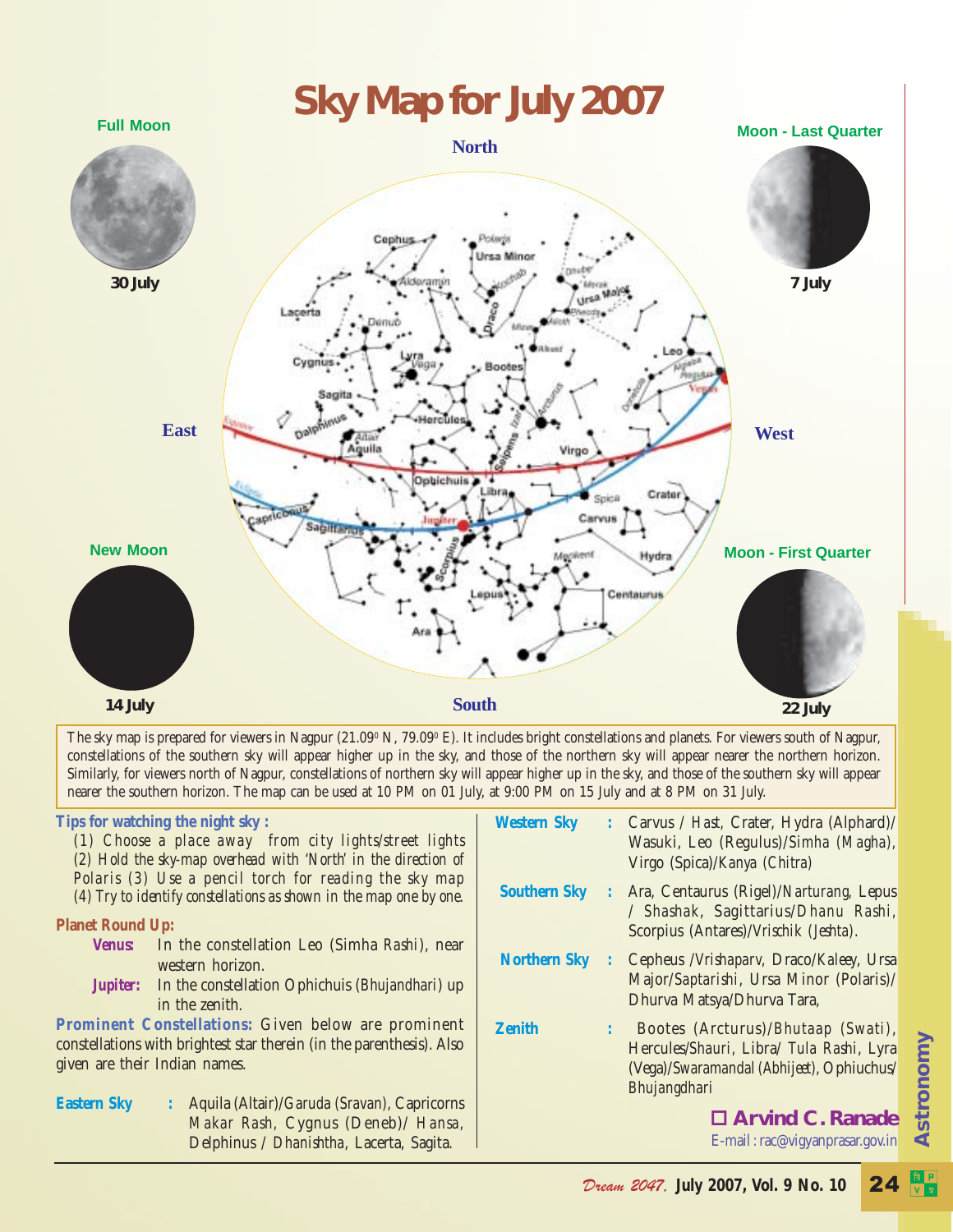# Sky Map for July 2007

**Full Moon** — 30 July

**Moon - Last Quarter** — 7 July

**New Moon** — 14 July

**Moon - First Quarter** — 22 July

The sky map is prepared for viewers in Nagpur (21.09° N, 79.09° E). It includes bright constellations and planets. For viewers south of Nagpur, constellations of the southern sky will appear higher up in the sky, and those of the northern sky will appear nearer the northern horizon. Similarly, for viewers north of Nagpur, constellations of northern sky will appear higher up in the sky, and those of the southern sky will appear nearer the southern horizon. The map can be used at 10 PM on 01 July, at 9:00 PM on 15 July and at 8 PM on 31 July.

**Tips for watching the night sky :**

(1) Choose a place away from city lights/street lights
(2) Hold the sky-map overhead with 'North' in the direction of Polaris
(3) Use a pencil torch for reading the sky map
(4) Try to identify constellations as shown in the map one by one.

**Planet Round Up:**

**Venus:** In the constellation Leo (Simha Rashi), near western horizon.

**Jupiter:** In the constellation Ophichuis (Bhujandhari) up in the zenith.

**Prominent Constellations:** Given below are prominent constellations with brightest star therein (in the parenthesis). Also given are their Indian names.

**Eastern Sky** : Aquila (Altair)/Garuda (Sravan), Capricorns Makar Rash, Cygnus (Deneb)/ Hansa, Delphinus / Dhanishtha, Lacerta, Sagita.

**Western Sky** : Carvus / Hast, Crater, Hydra (Alphard)/ Wasuki, Leo (Regulus)/Simha (Magha), Virgo (Spica)/Kanya (Chitra)

**Southern Sky** : Ara, Centaurus (Rigel)/Narturang, Lepus / Shashak, Sagittarius/Dhanu Rashi, Scorpius (Antares)/Vrischik (Jeshta).

**Northern Sky** : Cepheus /Vrishaparv, Draco/Kaleey, Ursa Major/Saptarishi, Ursa Minor (Polaris)/ Dhurva Matsya/Dhurva Tara,

**Zenith** : Bootes (Arcturus)/Bhutaap (Swati), Hercules/Shauri, Libra/ Tula Rashi, Lyra (Vega)/Swaramandal (Abhijeet), Ophiuchus/ Bhujangdhari

**Arvind C. Ranade**
E-mail : rac@vigyanprasar.gov.in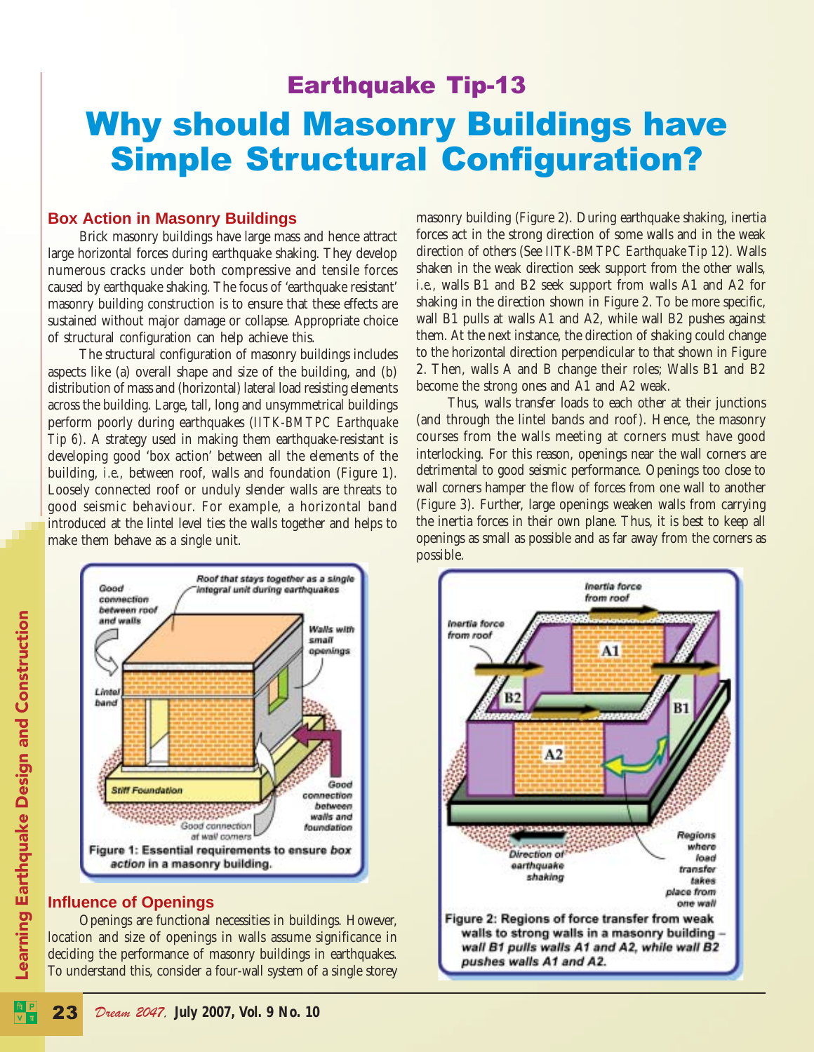## Earthquake Tip-13

# Why should Masonry Buildings have Simple Structural Configuration?

### Box Action in Masonry Buildings

Brick masonry buildings have large mass and hence attract large horizontal forces during earthquake shaking. They develop numerous cracks under both compressive and tensile forces caused by earthquake shaking. The focus of 'earthquake resistant' masonry building construction is to ensure that these effects are sustained without major damage or collapse. Appropriate choice of structural configuration can help achieve this.

The structural configuration of masonry buildings includes aspects like (a) overall shape and size of the building, and (b) distribution of mass and (horizontal) lateral load resisting elements across the building. Large, tall, long and unsymmetrical buildings perform poorly during earthquakes (*IITK-BMTPC Earthquake Tip 6*). A strategy used in making them earthquake-resistant is developing good 'box action' between all the elements of the building, *i.e.*, between roof, walls and foundation (Figure 1). Loosely connected roof or unduly slender walls are threats to good seismic behaviour. For example, a horizontal band introduced at the lintel level ties the walls together and helps to make them behave as a single unit.

**Figure 1: Essential requirements to ensure *box action* in a masonry building.**

### Influence of Openings

Openings are functional necessities in buildings. However, location and size of openings in walls assume significance in deciding the performance of masonry buildings in earthquakes. To understand this, consider a four-wall system of a single storey masonry building (Figure 2). During earthquake shaking, inertia forces act in the strong direction of some walls and in the weak direction of others (See *IITK-BMTPC Earthquake Tip 12*). Walls shaken in the weak direction seek support from the other walls, *i.e.*, walls B1 and B2 seek support from walls A1 and A2 for shaking in the direction shown in Figure 2. To be more specific, wall B1 pulls at walls A1 and A2, while wall B2 pushes against them. At the next instance, the direction of shaking could change to the horizontal direction perpendicular to that shown in Figure 2. Then, walls A and B change their roles; Walls B1 and B2 become the strong ones and A1 and A2 weak.

Thus, walls transfer loads to each other at their junctions (and through the lintel bands and roof). Hence, the masonry courses from the walls meeting at corners must have good interlocking. For this reason, openings near the wall corners are detrimental to good seismic performance. Openings too close to wall corners hamper the flow of forces from one wall to another (Figure 3). Further, large openings weaken walls from carrying the inertia forces in their own plane. Thus, it is best to keep all openings as small as possible and as far away from the corners as possible.

**Figure 2: Regions of force transfer from weak walls to strong walls in a masonry building – *wall B1 pulls walls A1 and A2, while wall B2 pushes walls A1 and A2.***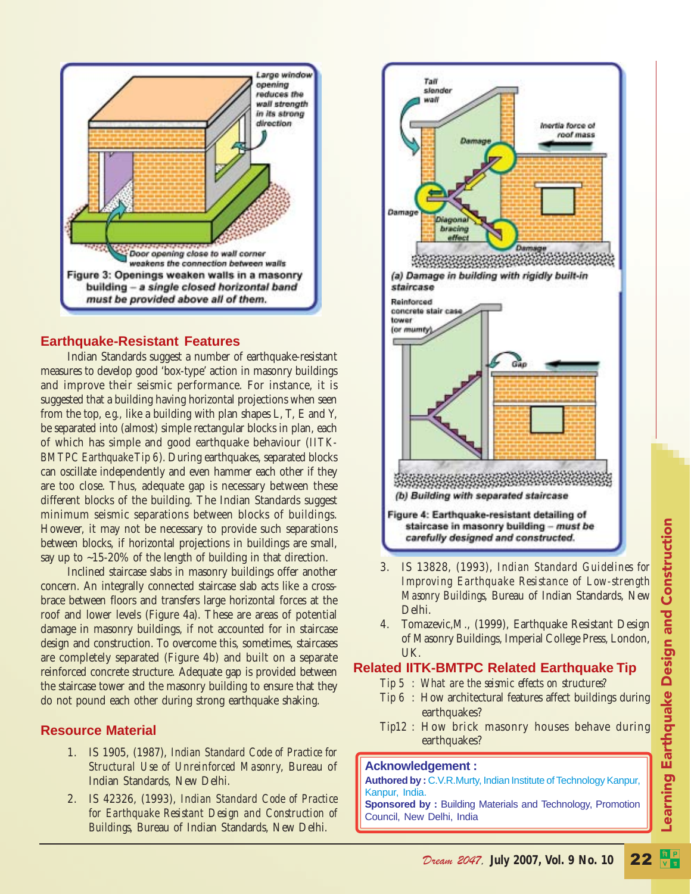Figure 3: Openings weaken walls in a masonry building – *a single closed horizontal band must be provided above all of them.*

## Earthquake-Resistant Features

Indian Standards suggest a number of earthquake-resistant measures to develop good 'box-type' action in masonry buildings and improve their seismic performance. For instance, it is suggested that a building having horizontal projections when seen from the top, e.g., like a building with plan shapes L, T, E and Y, be separated into (almost) simple rectangular blocks in plan, each of which has simple and good earthquake behaviour (*IITK-BMTPC Earthquake Tip 6*). During earthquakes, separated blocks can oscillate independently and even hammer each other if they are too close. Thus, adequate gap is necessary between these different blocks of the building. The Indian Standards suggest minimum seismic separations between blocks of buildings. However, it may not be necessary to provide such separations between blocks, if horizontal projections in buildings are small, say up to ~15-20% of the length of building in that direction.

Inclined staircase slabs in masonry buildings offer another concern. An integrally connected staircase slab acts like a cross-brace between floors and transfers large horizontal forces at the roof and lower levels (Figure 4a). These are areas of potential damage in masonry buildings, if not accounted for in staircase design and construction. To overcome this, sometimes, staircases are completely separated (Figure 4b) and built on a separate reinforced concrete structure. Adequate gap is provided between the staircase tower and the masonry building to ensure that they do not pound each other during strong earthquake shaking.

Figure 4: Earthquake-resistant detailing of staircase in masonry building – *must be carefully designed and constructed.*

## Resource Material

1. IS 1905, (1987), *Indian Standard Code of Practice for Structural Use of Unreinforced Masonry*, Bureau of Indian Standards, New Delhi.
2. IS 42326, (1993), *Indian Standard Code of Practice for Earthquake Resistant Design and Construction of Buildings*, Bureau of Indian Standards, New Delhi.
3. IS 13828, (1993), *Indian Standard Guidelines for Improving Earthquake Resistance of Low-strength Masonry Buildings*, Bureau of Indian Standards, New Delhi.
4. Tomazevic,M., (1999), Earthquake Resistant Design of Masonry Buildings, Imperial College Press, London, UK.

## Related IITK-BMTPC Related Earthquake Tip

Tip 5 : *What are the seismic effects on structures?*
Tip 6 : How architectural features affect buildings during earthquakes?
Tip12 : How brick masonry houses behave during earthquakes?

**Acknowledgement :**
**Authored by :** C.V.R.Murty, Indian Institute of Technology Kanpur, Kanpur, India.
**Sponsored by :** Building Materials and Technology, Promotion Council, New Delhi, India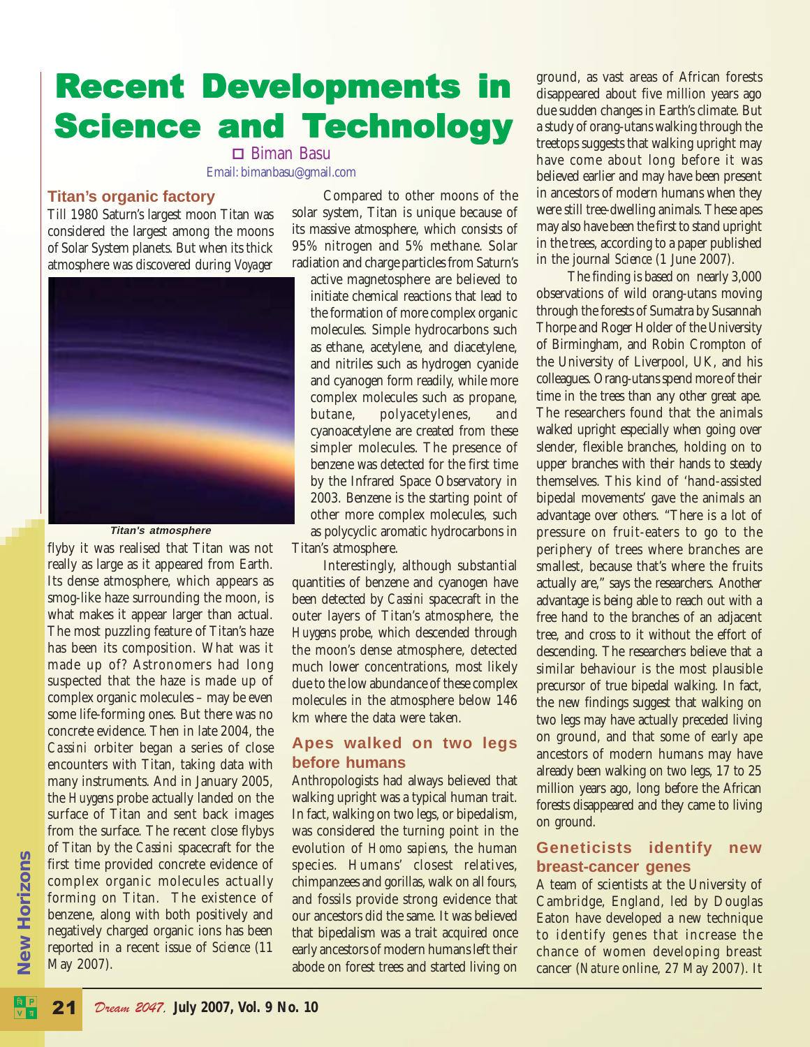# Recent Developments in Science and Technology

□ Biman Basu
Email: bimanbasu@gmail.com

## Titan's organic factory

Till 1980 Saturn's largest moon Titan was considered the largest among the moons of Solar System planets. But when its thick atmosphere was discovered during *Voyager* flyby it was realised that Titan was not really as large as it appeared from Earth. Its dense atmosphere, which appears as smog-like haze surrounding the moon, is what makes it appear larger than actual. The most puzzling feature of Titan's haze has been its composition. What was it made up of? Astronomers had long suspected that the haze is made up of complex organic molecules – may be even some life-forming ones. But there was no concrete evidence. Then in late 2004, the *Cassini* orbiter began a series of close encounters with Titan, taking data with many instruments. And in January 2005, the *Huygens* probe actually landed on the surface of Titan and sent back images from the surface. The recent close flybys of Titan by the *Cassini* spacecraft for the first time provided concrete evidence of complex organic molecules actually forming on Titan. The existence of benzene, along with both positively and negatively charged organic ions has been reported in a recent issue of *Science* (11 May 2007).

**Titan's atmosphere**

Compared to other moons of the solar system, Titan is unique because of its massive atmosphere, which consists of 95% nitrogen and 5% methane. Solar radiation and charge particles from Saturn's active magnetosphere are believed to initiate chemical reactions that lead to the formation of more complex organic molecules. Simple hydrocarbons such as ethane, acetylene, and diacetylene, and nitriles such as hydrogen cyanide and cyanogen form readily, while more complex molecules such as propane, butane, polyacetylenes, and cyanoacetylene are created from these simpler molecules. The presence of benzene was detected for the first time by the Infrared Space Observatory in 2003. Benzene is the starting point of other more complex molecules, such as polycyclic aromatic hydrocarbons in Titan's atmosphere.

Interestingly, although substantial quantities of benzene and cyanogen have been detected by *Cassini* spacecraft in the outer layers of Titan's atmosphere, the *Huygens* probe, which descended through the moon's dense atmosphere, detected much lower concentrations, most likely due to the low abundance of these complex molecules in the atmosphere below 146 km where the data were taken.

## Apes walked on two legs before humans

Anthropologists had always believed that walking upright was a typical human trait. In fact, walking on two legs, or bipedalism, was considered the turning point in the evolution of *Homo sapiens*, the human species. Humans' closest relatives, chimpanzees and gorillas, walk on all fours, and fossils provide strong evidence that our ancestors did the same. It was believed that bipedalism was a trait acquired once early ancestors of modern humans left their abode on forest trees and started living on ground, as vast areas of African forests disappeared about five million years ago due sudden changes in Earth's climate. But a study of orang-utans walking through the treetops suggests that walking upright may have come about long before it was believed earlier and may have been present in ancestors of modern humans when they were still tree-dwelling animals. These apes may also have been the first to stand upright in the trees, according to a paper published in the journal *Science* (1 June 2007).

The finding is based on nearly 3,000 observations of wild orang-utans moving through the forests of Sumatra by Susannah Thorpe and Roger Holder of the University of Birmingham, and Robin Crompton of the University of Liverpool, UK, and his colleagues. Orang-utans spend more of their time in the trees than any other great ape. The researchers found that the animals walked upright especially when going over slender, flexible branches, holding on to upper branches with their hands to steady themselves. This kind of 'hand-assisted bipedal movements' gave the animals an advantage over others. "There is a lot of pressure on fruit-eaters to go to the periphery of trees where branches are smallest, because that's where the fruits actually are," says the researchers. Another advantage is being able to reach out with a free hand to the branches of an adjacent tree, and cross to it without the effort of descending. The researchers believe that a similar behaviour is the most plausible precursor of true bipedal walking. In fact, the new findings suggest that walking on two legs may have actually preceded living on ground, and that some of early ape ancestors of modern humans may have already been walking on two legs, 17 to 25 million years ago, long before the African forests disappeared and they came to living on ground.

## Geneticists identify new breast-cancer genes

A team of scientists at the University of Cambridge, England, led by Douglas Eaton have developed a new technique to identify genes that increase the chance of women developing breast cancer (*Nature* online, 27 May 2007). It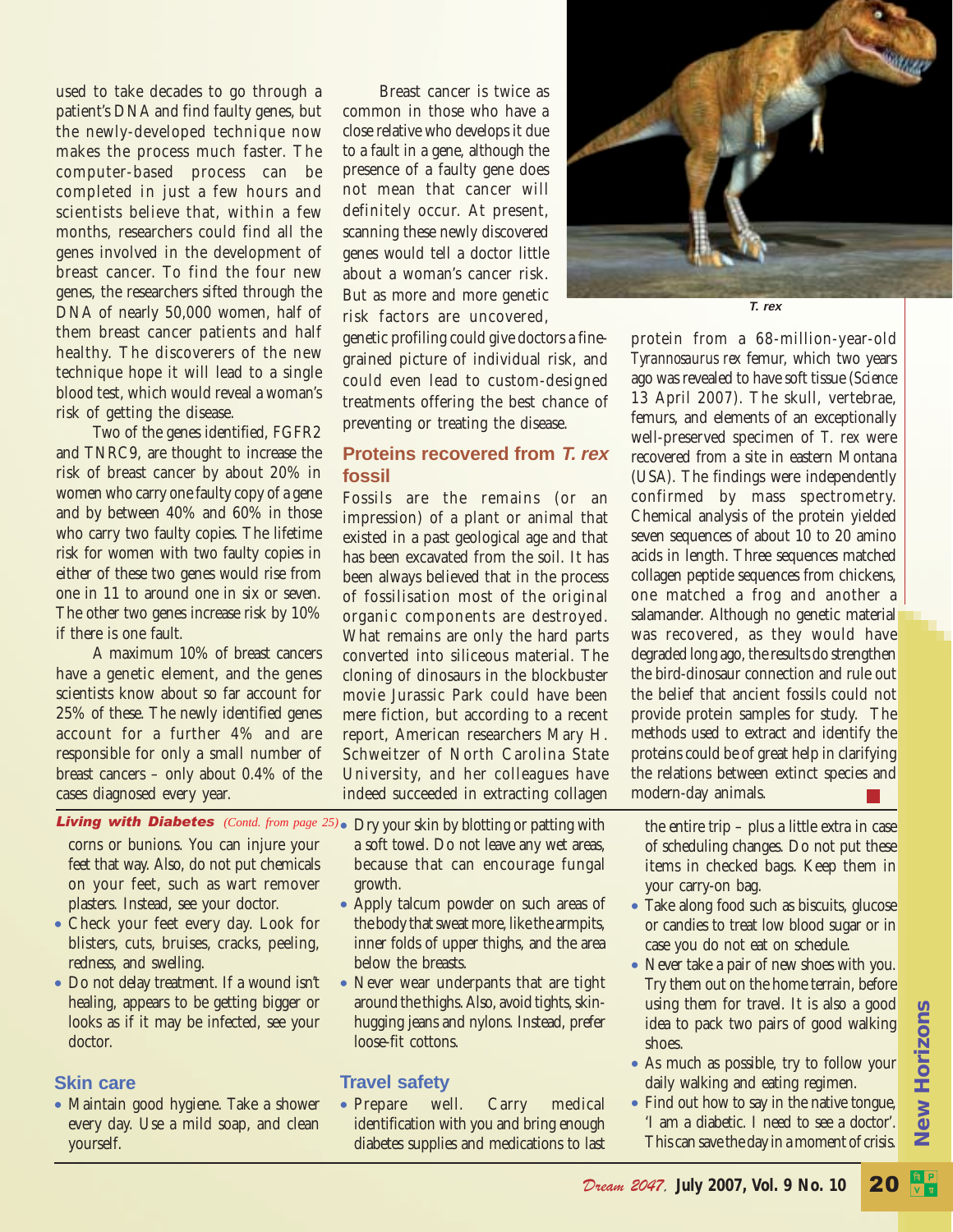used to take decades to go through a patient's DNA and find faulty genes, but the newly-developed technique now makes the process much faster. The computer-based process can be completed in just a few hours and scientists believe that, within a few months, researchers could find all the genes involved in the development of breast cancer. To find the four new genes, the researchers sifted through the DNA of nearly 50,000 women, half of them breast cancer patients and half healthy. The discoverers of the new technique hope it will lead to a single blood test, which would reveal a woman's risk of getting the disease.

Two of the genes identified, FGFR2 and TNRC9, are thought to increase the risk of breast cancer by about 20% in women who carry one faulty copy of a gene and by between 40% and 60% in those who carry two faulty copies. The lifetime risk for women with two faulty copies in either of these two genes would rise from one in 11 to around one in six or seven. The other two genes increase risk by 10% if there is one fault.

A maximum 10% of breast cancers have a genetic element, and the genes scientists know about so far account for 25% of these. The newly identified genes account for a further 4% and are responsible for only a small number of breast cancers – only about 0.4% of the cases diagnosed every year.

Breast cancer is twice as common in those who have a close relative who develops it due to a fault in a gene, although the presence of a faulty gene does not mean that cancer will definitely occur. At present, scanning these newly discovered genes would tell a doctor little about a woman's cancer risk. But as more and more genetic risk factors are uncovered, genetic profiling could give doctors a fine-grained picture of individual risk, and could even lead to custom-designed treatments offering the best chance of preventing or treating the disease.

## Proteins recovered from *T. rex* fossil

Fossils are the remains (or an impression) of a plant or animal that existed in a past geological age and that has been excavated from the soil. It has been always believed that in the process of fossilisation most of the original organic components are destroyed. What remains are only the hard parts converted into siliceous material. The cloning of dinosaurs in the blockbuster movie Jurassic Park could have been mere fiction, but according to a recent report, American researchers Mary H. Schweitzer of North Carolina State University, and her colleagues have indeed succeeded in extracting collagen protein from a 68-million-year-old *Tyrannosaurus rex* femur, which two years ago was revealed to have soft tissue (*Science* 13 April 2007). The skull, vertebrae, femurs, and elements of an exceptionally well-preserved specimen of T. rex were recovered from a site in eastern Montana (USA). The findings were independently confirmed by mass spectrometry. Chemical analysis of the protein yielded seven sequences of about 10 to 20 amino acids in length. Three sequences matched collagen peptide sequences from chickens, one matched a frog and another a salamander. Although no genetic material was recovered, as they would have degraded long ago, the results do strengthen the bird-dinosaur connection and rule out the belief that ancient fossils could not provide protein samples for study. The methods used to extract and identify the proteins could be of great help in clarifying the relations between extinct species and modern-day animals.

*T. rex*

---

**Living with Diabetes** *(Contd. from page 25)*

corns or bunions. You can injure your feet that way. Also, do not put chemicals on your feet, such as wart remover plasters. Instead, see your doctor.

- Check your feet every day. Look for blisters, cuts, bruises, cracks, peeling, redness, and swelling.
- Do not delay treatment. If a wound isn't healing, appears to be getting bigger or looks as if it may be infected, see your doctor.

### Skin care

- Maintain good hygiene. Take a shower every day. Use a mild soap, and clean yourself.
- Dry your skin by blotting or patting with a soft towel. Do not leave any wet areas, because that can encourage fungal growth.
- Apply talcum powder on such areas of the body that sweat more, like the armpits, inner folds of upper thighs, and the area below the breasts.
- Never wear underpants that are tight around the thighs. Also, avoid tights, skin-hugging jeans and nylons. Instead, prefer loose-fit cottons.

### Travel safety

- Prepare well. Carry medical identification with you and bring enough diabetes supplies and medications to last the entire trip – plus a little extra in case of scheduling changes. Do not put these items in checked bags. Keep them in your carry-on bag.
- Take along food such as biscuits, glucose or candies to treat low blood sugar or in case you do not eat on schedule.
- Never take a pair of new shoes with you. Try them out on the home terrain, before using them for travel. It is also a good idea to pack two pairs of good walking shoes.
- As much as possible, try to follow your daily walking and eating regimen.
- Find out how to say in the native tongue, 'I am a diabetic. I need to see a doctor'. This can save the day in a moment of crisis.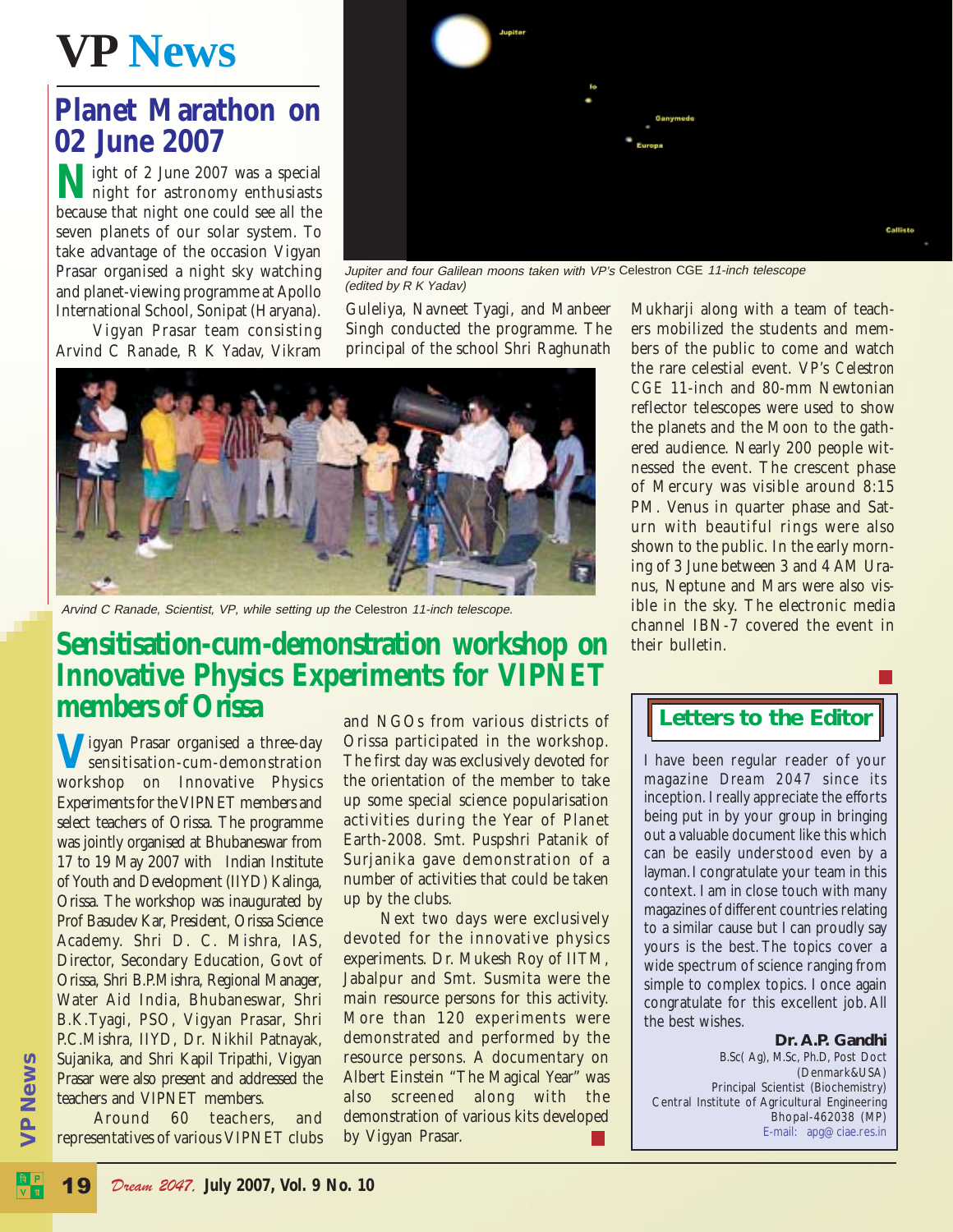# VP News

## Planet Marathon on 02 June 2007

Night of 2 June 2007 was a special night for astronomy enthusiasts because that night one could see all the seven planets of our solar system. To take advantage of the occasion Vigyan Prasar organised a night sky watching and planet-viewing programme at Apollo International School, Sonipat (Haryana).

Vigyan Prasar team consisting Arvind C Ranade, R K Yadav, Vikram Guleliya, Navneet Tyagi, and Manbeer Singh conducted the programme. The principal of the school Shri Raghunath Mukharji along with a team of teachers mobilized the students and members of the public to come and watch the rare celestial event. VP's Celestron CGE 11-inch and 80-mm Newtonian reflector telescopes were used to show the planets and the Moon to the gathered audience. Nearly 200 people witnessed the event. The crescent phase of Mercury was visible around 8:15 PM. Venus in quarter phase and Saturn with beautiful rings were also shown to the public. In the early morning of 3 June between 3 and 4 AM Uranus, Neptune and Mars were also visible in the sky. The electronic media channel IBN-7 covered the event in their bulletin.

Jupiter
Io
Ganymede
Europa
Callisto

*Jupiter and four Galilean moons taken with VP's* Celestron CGE *11-inch telescope (edited by R K Yadav)*

*Arvind C Ranade, Scientist, VP, while setting up the* Celestron *11-inch telescope.*

## Sensitisation-cum-demonstration workshop on Innovative Physics Experiments for VIPNET members of Orissa

Vigyan Prasar organised a three-day sensitisation-cum-demonstration workshop on Innovative Physics Experiments for the VIPNET members and select teachers of Orissa. The programme was jointly organised at Bhubaneswar from 17 to 19 May 2007 with Indian Institute of Youth and Development (IIYD) Kalinga, Orissa. The workshop was inaugurated by Prof Basudev Kar, President, Orissa Science Academy. Shri D. C. Mishra, IAS, Director, Secondary Education, Govt of Orissa, Shri B.P.Mishra, Regional Manager, Water Aid India, Bhubaneswar, Shri B.K.Tyagi, PSO, Vigyan Prasar, Shri P.C.Mishra, IIYD, Dr. Nikhil Patnayak, Sujanika, and Shri Kapil Tripathi, Vigyan Prasar were also present and addressed the teachers and VIPNET members.

Around 60 teachers, and representatives of various VIPNET clubs and NGOs from various districts of Orissa participated in the workshop. The first day was exclusively devoted for the orientation of the member to take up some special science popularisation activities during the Year of Planet Earth-2008. Smt. Puspshri Patanik of Surjanika gave demonstration of a number of activities that could be taken up by the clubs.

Next two days were exclusively devoted for the innovative physics experiments. Dr. Mukesh Roy of IITM, Jabalpur and Smt. Susmita were the main resource persons for this activity. More than 120 experiments were demonstrated and performed by the resource persons. A documentary on Albert Einstein "The Magical Year" was also screened along with the demonstration of various kits developed by Vigyan Prasar.

## Letters to the Editor

I have been regular reader of your magazine Dream 2047 since its inception. I really appreciate the efforts being put in by your group in bringing out a valuable document like this which can be easily understood even by a layman. I congratulate your team in this context. I am in close touch with many magazines of different countries relating to a similar cause but I can proudly say yours is the best. The topics cover a wide spectrum of science ranging from simple to complex topics. I once again congratulate for this excellent job. All the best wishes.

**Dr. A.P. Gandhi**
B.Sc( Ag), M.Sc, Ph.D, Post Doct (Denmark&USA)
Principal Scientist (Biochemistry)
Central Institute of Agricultural Engineering
Bhopal-462038 (MP)
E-mail: apg@ciae.res.in